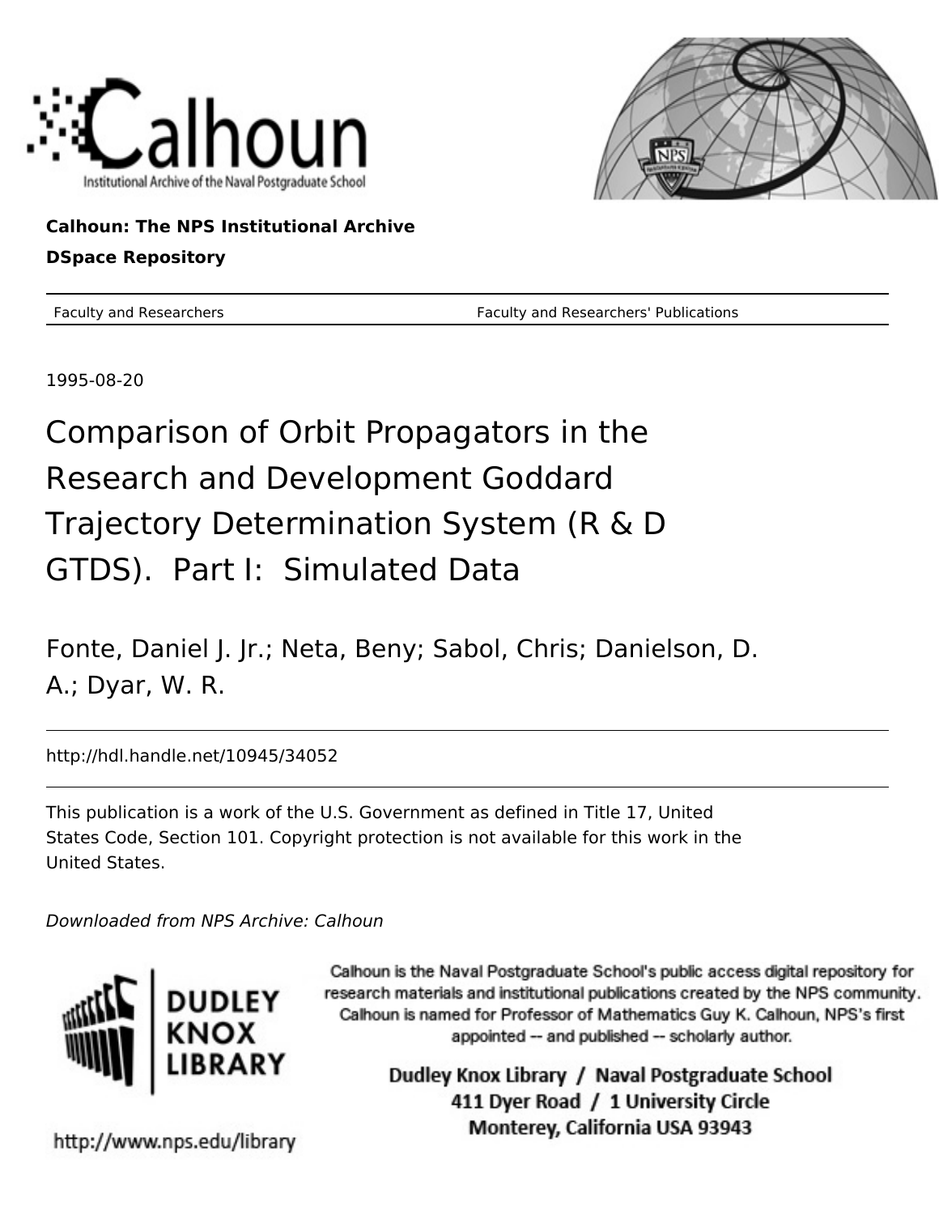Calhoun: The NPS Institutional Archive

DSpace Repository

Faculty and Researchers — Faculty and Researchers' Publications

1995-08-20

# Comparison of Orbit Propagators in the Research and Development Goddard Trajectory Determination System (R & D GTDS). Part I: Simulated Data

Fonte, Daniel J. Jr.; Neta, Beny; Sabol, Chris; Danielson, D. A.; Dyar, W. R.

http://hdl.handle.net/10945/34052

This publication is a work of the U.S. Government as defined in Title 17, United States Code, Section 101. Copyright protection is not available for this work in the United States.

*Downloaded from NPS Archive: Calhoun*

Calhoun is the Naval Postgraduate School's public access digital repository for research materials and institutional publications created by the NPS community. Calhoun is named for Professor of Mathematics Guy K. Calhoun, NPS's first appointed -- and published -- scholarly author.

Dudley Knox Library / Naval Postgraduate School
411 Dyer Road / 1 University Circle
Monterey, California USA 93943

http://www.nps.edu/library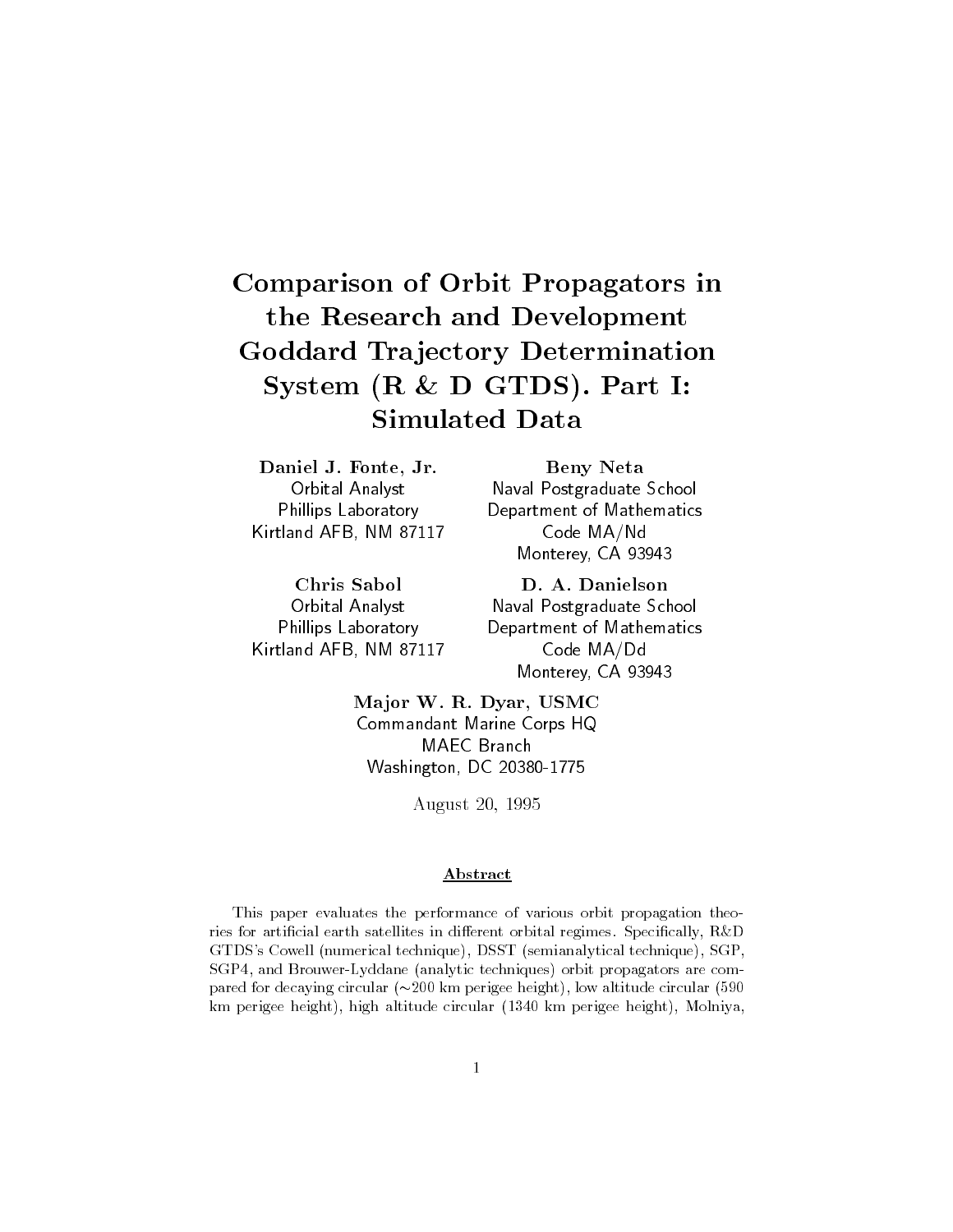# Comparison of Orbit Propagators in the Research and Development Goddard Trajectory Determination System (R & D GTDS). Part I: Simulated Data

**Daniel J. Fonte, Jr.**
Orbital Analyst
Phillips Laboratory
Kirtland AFB, NM 87117

**Beny Neta**
Naval Postgraduate School
Department of Mathematics
Code MA/Nd
Monterey, CA 93943

**Chris Sabol**
Orbital Analyst
Phillips Laboratory
Kirtland AFB, NM 87117

**D. A. Danielson**
Naval Postgraduate School
Department of Mathematics
Code MA/Dd
Monterey, CA 93943

**Major W. R. Dyar, USMC**
Commandant Marine Corps HQ
MAEC Branch
Washington, DC 20380-1775

August 20, 1995

## Abstract

This paper evaluates the performance of various orbit propagation theories for artificial earth satellites in different orbital regimes. Specifically, R&D GTDS's Cowell (numerical technique), DSST (semianalytical technique), SGP, SGP4, and Brouwer-Lyddane (analytic techniques) orbit propagators are compared for decaying circular (~200 km perigee height), low altitude circular (590 km perigee height), high altitude circular (1340 km perigee height), Molniya,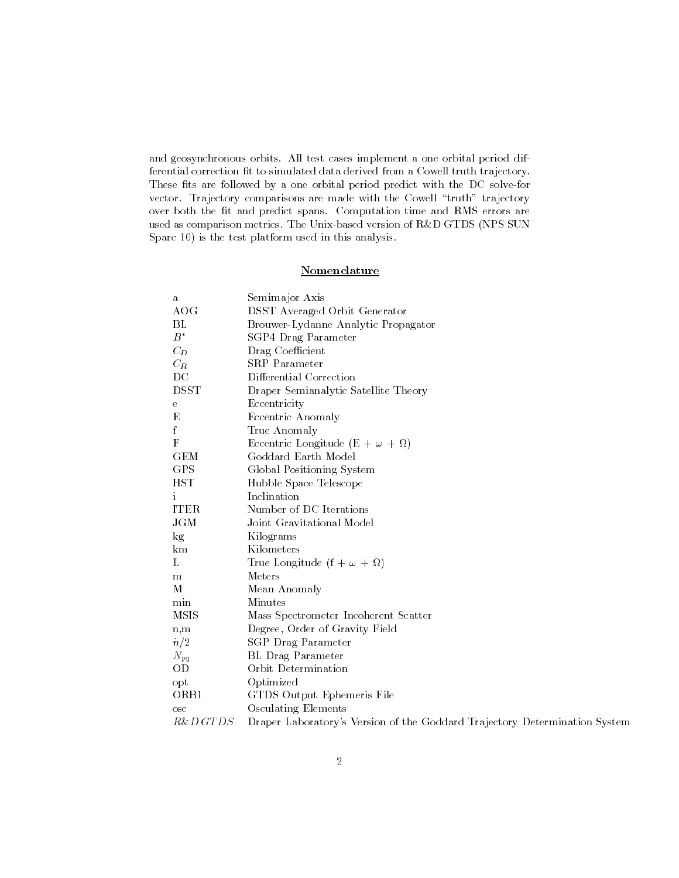and geosynchronous orbits. All test cases implement a one orbital period differential correction fit to simulated data derived from a Cowell truth trajectory. These fits are followed by a one orbital period predict with the DC solve-for vector. Trajectory comparisons are made with the Cowell "truth" trajectory over both the fit and predict spans. Computation time and RMS errors are used as comparison metrics. The Unix-based version of R&D GTDS (NPS SUN Sparc 10) is the test platform used in this analysis.

## Nomenclature

| | |
|---|---|
| a | Semimajor Axis |
| AOG | DSST Averaged Orbit Generator |
| BL | Brouwer-Lydanne Analytic Propagator |
| $B^*$ | SGP4 Drag Parameter |
| $C_D$ | Drag Coefficient |
| $C_R$ | SRP Parameter |
| DC | Differential Correction |
| DSST | Draper Semianalytic Satellite Theory |
| e | Eccentricity |
| E | Eccentric Anomaly |
| f | True Anomaly |
| F | Eccentric Longitude (E + $\omega$ + $\Omega$) |
| GEM | Goddard Earth Model |
| GPS | Global Positioning System |
| HST | Hubble Space Telescope |
| i | Inclination |
| ITER | Number of DC Iterations |
| JGM | Joint Gravitational Model |
| kg | Kilograms |
| km | Kilometers |
| L | True Longitude (f + $\omega$ + $\Omega$) |
| m | Meters |
| M | Mean Anomaly |
| min | Minutes |
| MSIS | Mass Spectrometer Incoherent Scatter |
| n,m | Degree, Order of Gravity Field |
| $\dot{n}/2$ | SGP Drag Parameter |
| $N_{pq}$ | BL Drag Parameter |
| OD | Orbit Determination |
| opt | Optimized |
| ORB1 | GTDS Output Ephemeris File |
| osc | Osculating Elements |
| *R&D GTDS* | Draper Laboratory's Version of the Goddard Trajectory Determination System |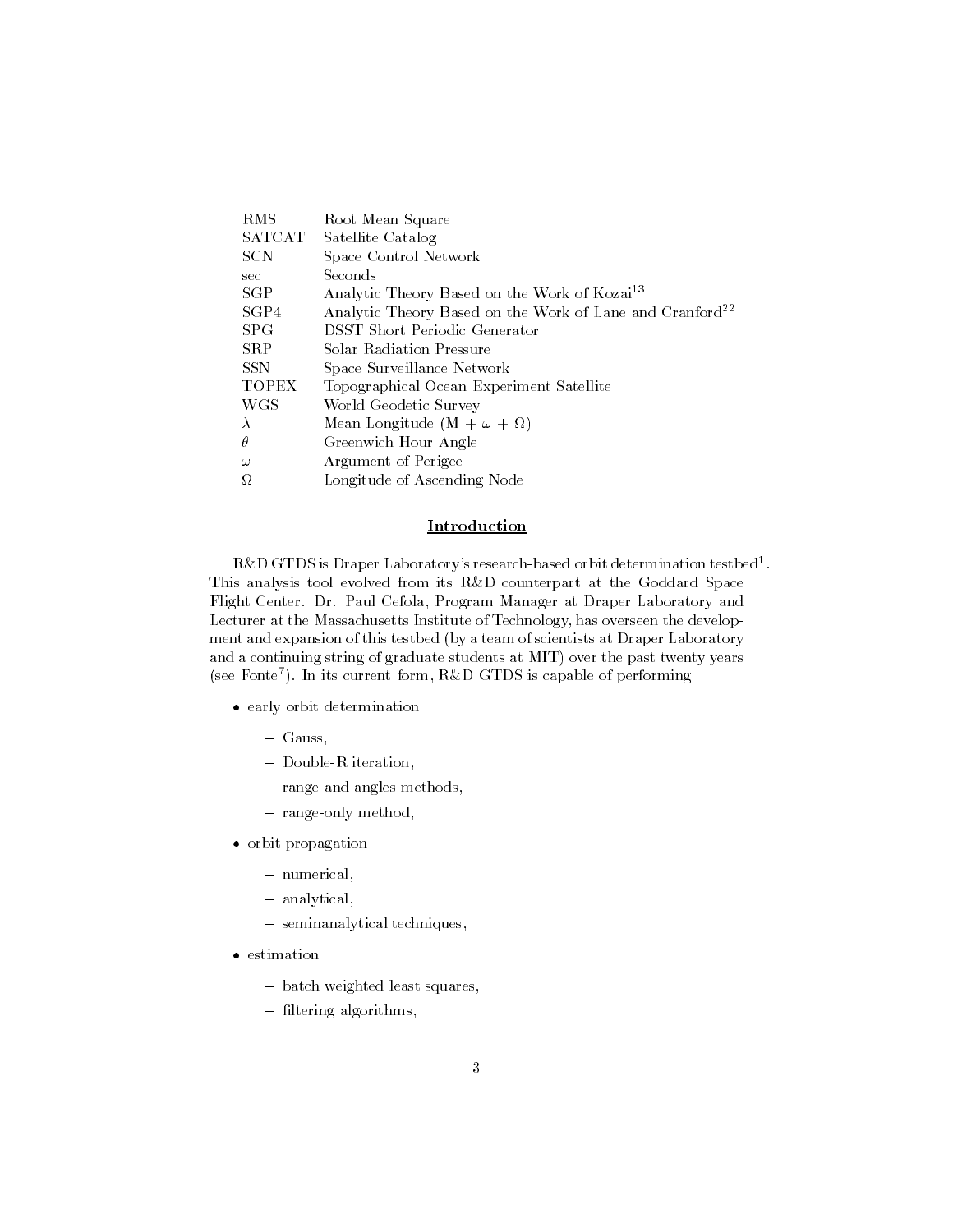| | |
|---|---|
| RMS | Root Mean Square |
| SATCAT | Satellite Catalog |
| SCN | Space Control Network |
| sec | Seconds |
| SGP | Analytic Theory Based on the Work of Kozai[13] |
| SGP4 | Analytic Theory Based on the Work of Lane and Cranford[22] |
| SPG | DSST Short Periodic Generator |
| SRP | Solar Radiation Pressure |
| SSN | Space Surveillance Network |
| TOPEX | Topographical Ocean Experiment Satellite |
| WGS | World Geodetic Survey |
| $\lambda$ | Mean Longitude (M + $\omega$ + $\Omega$) |
| $\theta$ | Greenwich Hour Angle |
| $\omega$ | Argument of Perigee |
| $\Omega$ | Longitude of Ascending Node |

## Introduction

R&D GTDS is Draper Laboratory's research-based orbit determination testbed[1]. This analysis tool evolved from its R&D counterpart at the Goddard Space Flight Center. Dr. Paul Cefola, Program Manager at Draper Laboratory and Lecturer at the Massachusetts Institute of Technology, has overseen the development and expansion of this testbed (by a team of scientists at Draper Laboratory and a continuing string of graduate students at MIT) over the past twenty years (see Fonte[7]). In its current form, R&D GTDS is capable of performing

- early orbit determination
  - Gauss,
  - Double-R iteration,
  - range and angles methods,
  - range-only method,
- orbit propagation
  - numerical,
  - analytical,
  - seminanalytical techniques,
- estimation
  - batch weighted least squares,
  - filtering algorithms,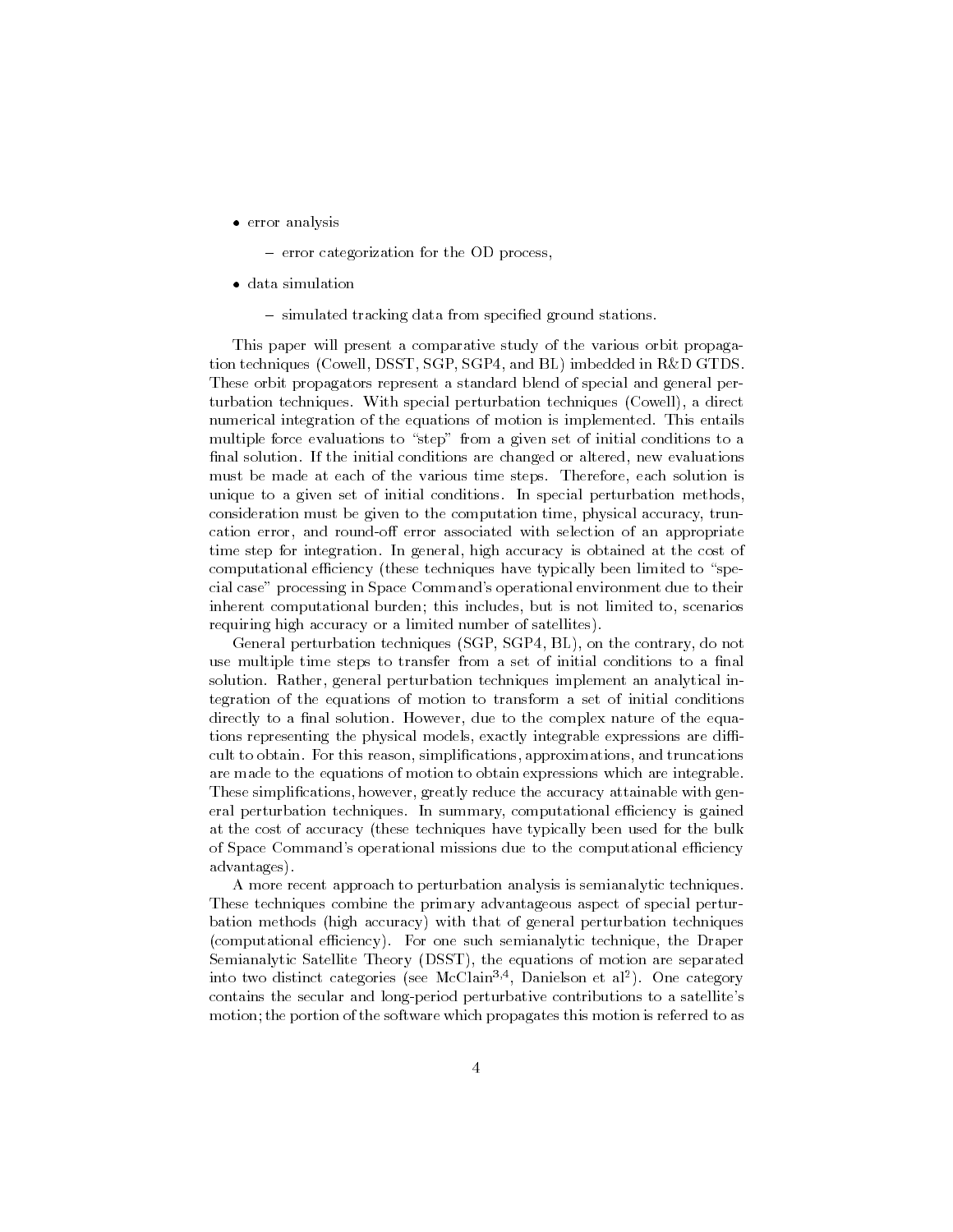- error analysis
  - error categorization for the OD process,
- data simulation
  - simulated tracking data from specified ground stations.

This paper will present a comparative study of the various orbit propagation techniques (Cowell, DSST, SGP, SGP4, and BL) imbedded in R&D GTDS. These orbit propagators represent a standard blend of special and general perturbation techniques. With special perturbation techniques (Cowell), a direct numerical integration of the equations of motion is implemented. This entails multiple force evaluations to "step" from a given set of initial conditions to a final solution. If the initial conditions are changed or altered, new evaluations must be made at each of the various time steps. Therefore, each solution is unique to a given set of initial conditions. In special perturbation methods, consideration must be given to the computation time, physical accuracy, truncation error, and round-off error associated with selection of an appropriate time step for integration. In general, high accuracy is obtained at the cost of computational efficiency (these techniques have typically been limited to "special case" processing in Space Command's operational environment due to their inherent computational burden; this includes, but is not limited to, scenarios requiring high accuracy or a limited number of satellites).

General perturbation techniques (SGP, SGP4, BL), on the contrary, do not use multiple time steps to transfer from a set of initial conditions to a final solution. Rather, general perturbation techniques implement an analytical integration of the equations of motion to transform a set of initial conditions directly to a final solution. However, due to the complex nature of the equations representing the physical models, exactly integrable expressions are difficult to obtain. For this reason, simplifications, approximations, and truncations are made to the equations of motion to obtain expressions which are integrable. These simplifications, however, greatly reduce the accuracy attainable with general perturbation techniques. In summary, computational efficiency is gained at the cost of accuracy (these techniques have typically been used for the bulk of Space Command's operational missions due to the computational efficiency advantages).

A more recent approach to perturbation analysis is semianalytic techniques. These techniques combine the primary advantageous aspect of special perturbation methods (high accuracy) with that of general perturbation techniques (computational efficiency). For one such semianalytic technique, the Draper Semianalytic Satellite Theory (DSST), the equations of motion are separated into two distinct categories (see McClain[3,4], Danielson et al[2]). One category contains the secular and long-period perturbative contributions to a satellite's motion; the portion of the software which propagates this motion is referred to as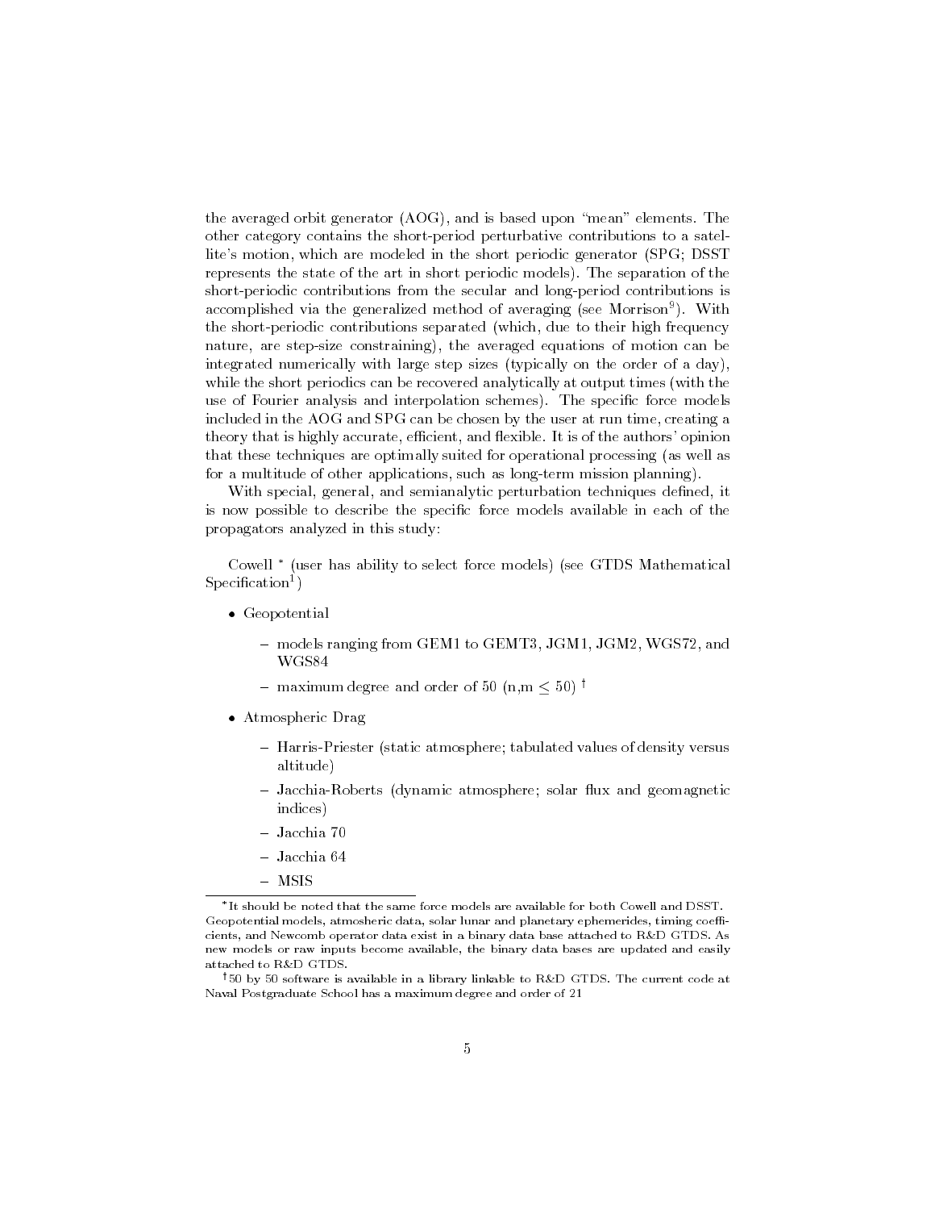the averaged orbit generator (AOG), and is based upon "mean" elements. The other category contains the short-period perturbative contributions to a satellite's motion, which are modeled in the short periodic generator (SPG; DSST represents the state of the art in short periodic models). The separation of the short-periodic contributions from the secular and long-period contributions is accomplished via the generalized method of averaging (see Morrison[9]). With the short-periodic contributions separated (which, due to their high frequency nature, are step-size constraining), the averaged equations of motion can be integrated numerically with large step sizes (typically on the order of a day), while the short periodics can be recovered analytically at output times (with the use of Fourier analysis and interpolation schemes). The specific force models included in the AOG and SPG can be chosen by the user at run time, creating a theory that is highly accurate, efficient, and flexible. It is of the authors' opinion that these techniques are optimally suited for operational processing (as well as for a multitude of other applications, such as long-term mission planning).

With special, general, and semianalytic perturbation techniques defined, it is now possible to describe the specific force models available in each of the propagators analyzed in this study:

Cowell * (user has ability to select force models) (see GTDS Mathematical Specification[1])

- Geopotential
  - models ranging from GEM1 to GEMT3, JGM1, JGM2, WGS72, and WGS84
  - maximum degree and order of 50 ($n,m \leq 50$) †
- Atmospheric Drag
  - Harris-Priester (static atmosphere; tabulated values of density versus altitude)
  - Jacchia-Roberts (dynamic atmosphere; solar flux and geomagnetic indices)
  - Jacchia 70
  - Jacchia 64
  - MSIS

---

*It should be noted that the same force models are available for both Cowell and DSST. Geopotential models, atmosheric data, solar lunar and planetary ephemerides, timing coefficients, and Newcomb operator data exist in a binary data base attached to R&D GTDS. As new models or raw inputs become available, the binary data bases are updated and easily attached to R&D GTDS.

†50 by 50 software is available in a library linkable to R&D GTDS. The current code at Naval Postgraduate School has a maximum degree and order of 21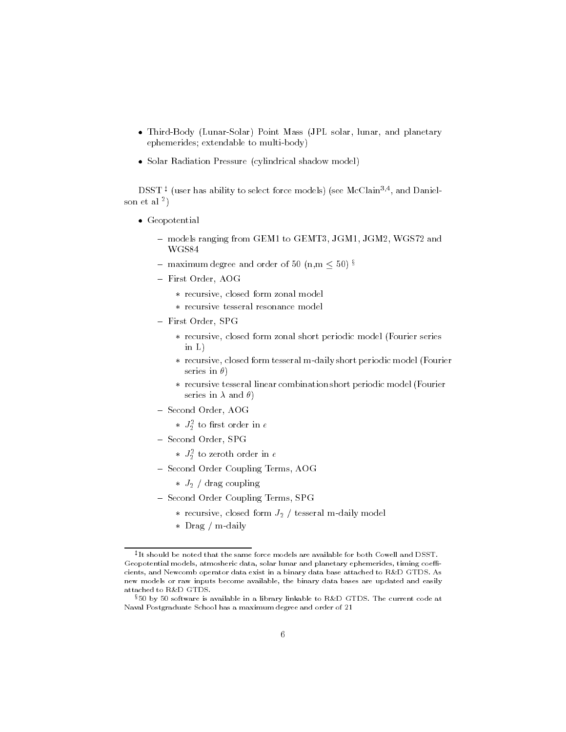- Third-Body (Lunar-Solar) Point Mass (JPL solar, lunar, and planetary ephemerides; extendable to multi-body)
- Solar Radiation Pressure (cylindrical shadow model)

DSST [‡] (user has ability to select force models) (see McClain[3,4], and Danielson et al [2])

- Geopotential
  - models ranging from GEM1 to GEMT3, JGM1, JGM2, WGS72 and WGS84
  - maximum degree and order of 50 (n,m $\leq$ 50) [§]
  - First Order, AOG
    * recursive, closed form zonal model
    * recursive tesseral resonance model
  - First Order, SPG
    * recursive, closed form zonal short periodic model (Fourier series in L)
    * recursive, closed form tesseral m-daily short periodic model (Fourier series in $\theta$)
    * recursive tesseral linear combination short periodic model (Fourier series in $\lambda$ and $\theta$)
  - Second Order, AOG
    * $J_2^2$ to first order in $e$
  - Second Order, SPG
    * $J_2^2$ to zeroth order in $e$
  - Second Order Coupling Terms, AOG
    * $J_2$ / drag coupling
  - Second Order Coupling Terms, SPG
    * recursive, closed form $J_2$ / tesseral m-daily model
    * Drag / m-daily

[‡] It should be noted that the same force models are available for both Cowell and DSST. Geopotential models, atmosheric data, solar lunar and planetary ephemerides, timing coefficients, and Newcomb operator data exist in a binary data base attached to R&D GTDS. As new models or raw inputs become available, the binary data bases are updated and easily attached to R&D GTDS.

[§] 50 by 50 software is available in a library linkable to R&D GTDS. The current code at Naval Postgraduate School has a maximum degree and order of 21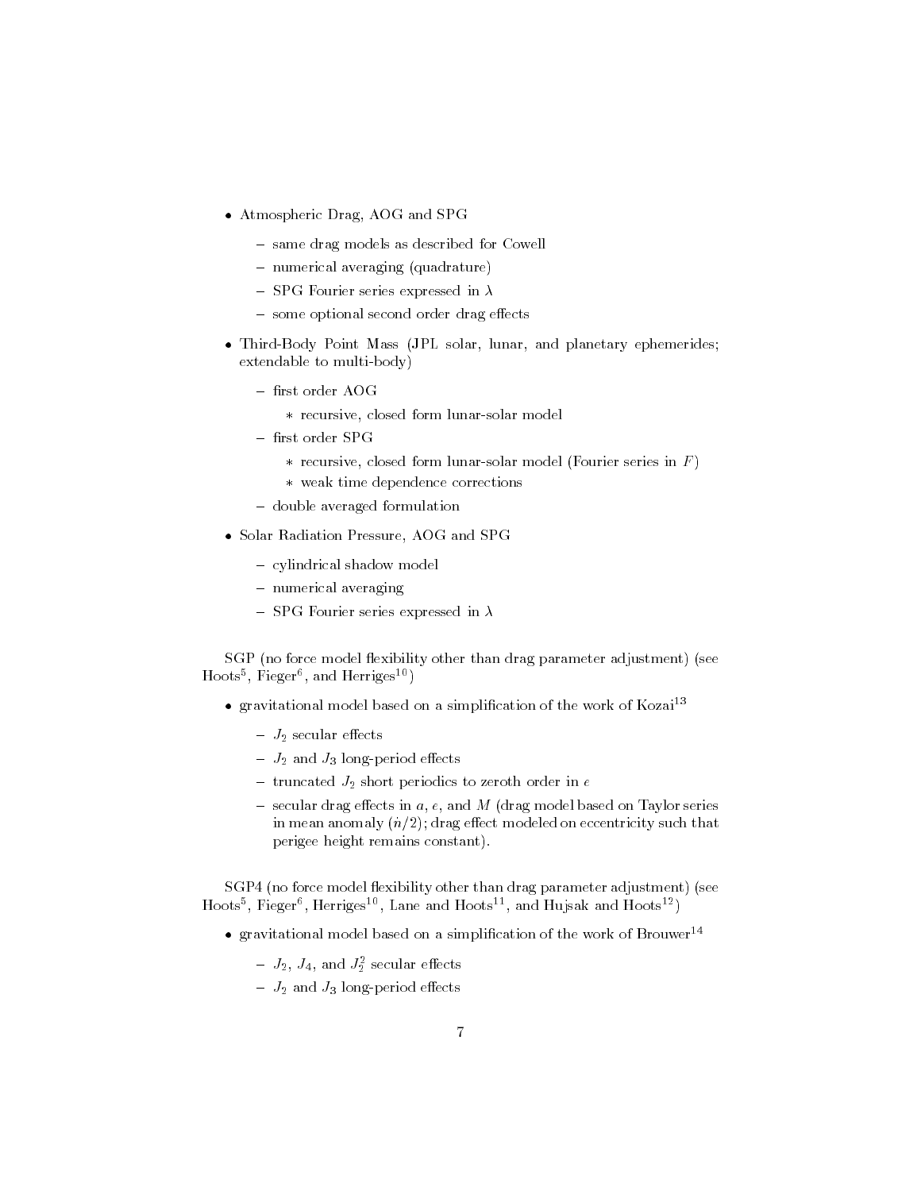- Atmospheric Drag, AOG and SPG
  - same drag models as described for Cowell
  - numerical averaging (quadrature)
  - SPG Fourier series expressed in $\lambda$
  - some optional second order drag effects
- Third-Body Point Mass (JPL solar, lunar, and planetary ephemerides; extendable to multi-body)
  - first order AOG
    - recursive, closed form lunar-solar model
  - first order SPG
    - recursive, closed form lunar-solar model (Fourier series in $F$)
    - weak time dependence corrections
  - double averaged formulation
- Solar Radiation Pressure, AOG and SPG
  - cylindrical shadow model
  - numerical averaging
  - SPG Fourier series expressed in $\lambda$

SGP (no force model flexibility other than drag parameter adjustment) (see Hoots[5], Fieger[6], and Herriges[10])

- gravitational model based on a simplification of the work of Kozai[13]
  - $J_2$ secular effects
  - $J_2$ and $J_3$ long-period effects
  - truncated $J_2$ short periodics to zeroth order in $e$
  - secular drag effects in $a$, $e$, and $M$ (drag model based on Taylor series in mean anomaly ($\dot{n}/2$); drag effect modeled on eccentricity such that perigee height remains constant).

SGP4 (no force model flexibility other than drag parameter adjustment) (see Hoots[5], Fieger[6], Herriges[10], Lane and Hoots[11], and Hujsak and Hoots[12])

- gravitational model based on a simplification of the work of Brouwer[14]
  - $J_2$, $J_4$, and $J_2^2$ secular effects
  - $J_2$ and $J_3$ long-period effects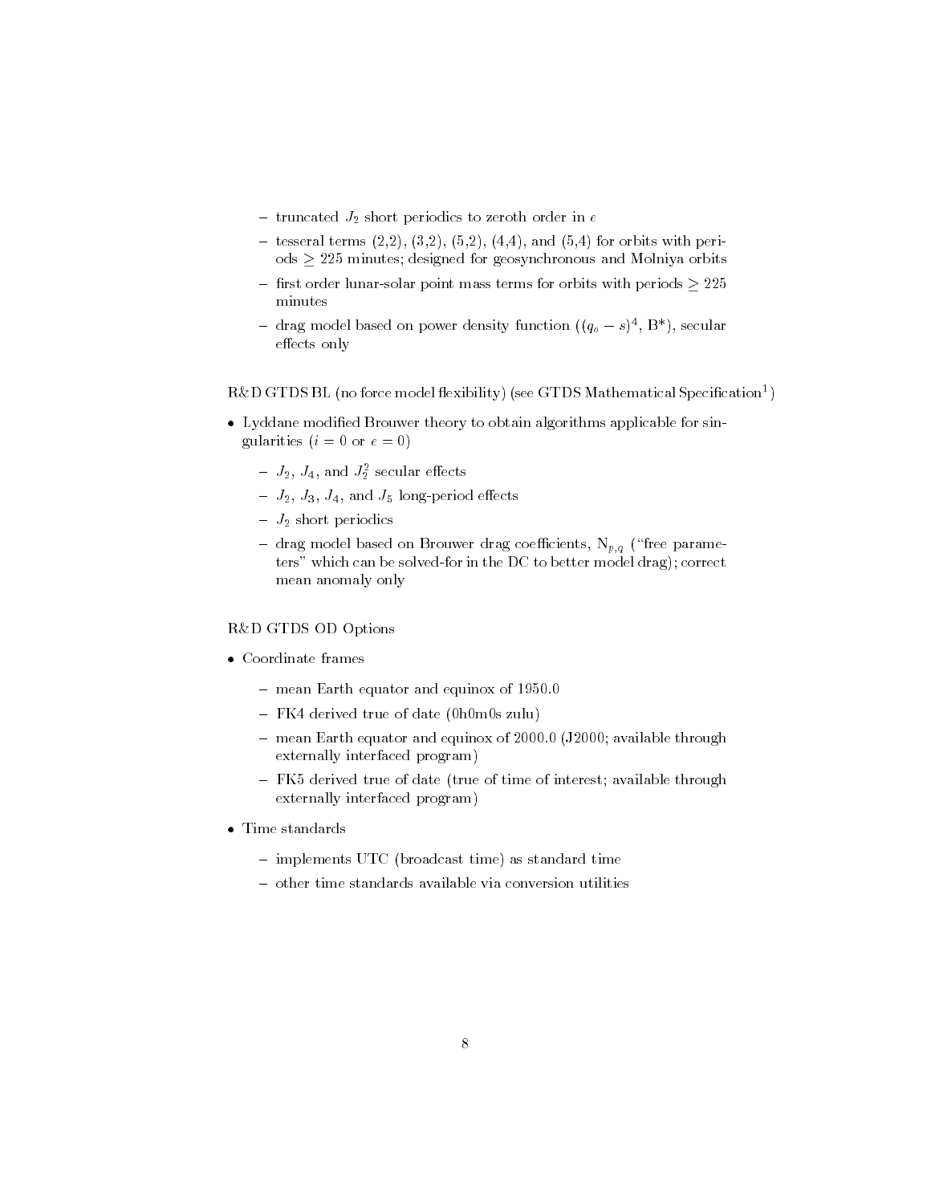- truncated $J_2$ short periodics to zeroth order in $e$
- tesseral terms (2,2), (3,2), (5,2), (4,4), and (5,4) for orbits with periods $\geq$ 225 minutes; designed for geosynchronous and Molniya orbits
- first order lunar-solar point mass terms for orbits with periods $\geq$ 225 minutes
- drag model based on power density function ($(q_o - s)^4$, B*), secular effects only

R&D GTDS BL (no force model flexibility) (see GTDS Mathematical Specification[1])

- Lyddane modified Brouwer theory to obtain algorithms applicable for singularities ($i = 0$ or $e = 0$)
  - $J_2$, $J_4$, and $J_2^2$ secular effects
  - $J_2$, $J_3$, $J_4$, and $J_5$ long-period effects
  - $J_2$ short periodics
  - drag model based on Brouwer drag coefficients, $N_{p,q}$ ("free parameters" which can be solved-for in the DC to better model drag); correct mean anomaly only

R&D GTDS OD Options

- Coordinate frames
  - mean Earth equator and equinox of 1950.0
  - FK4 derived true of date (0h0m0s zulu)
  - mean Earth equator and equinox of 2000.0 (J2000; available through externally interfaced program)
  - FK5 derived true of date (true of time of interest; available through externally interfaced program)
- Time standards
  - implements UTC (broadcast time) as standard time
  - other time standards available via conversion utilities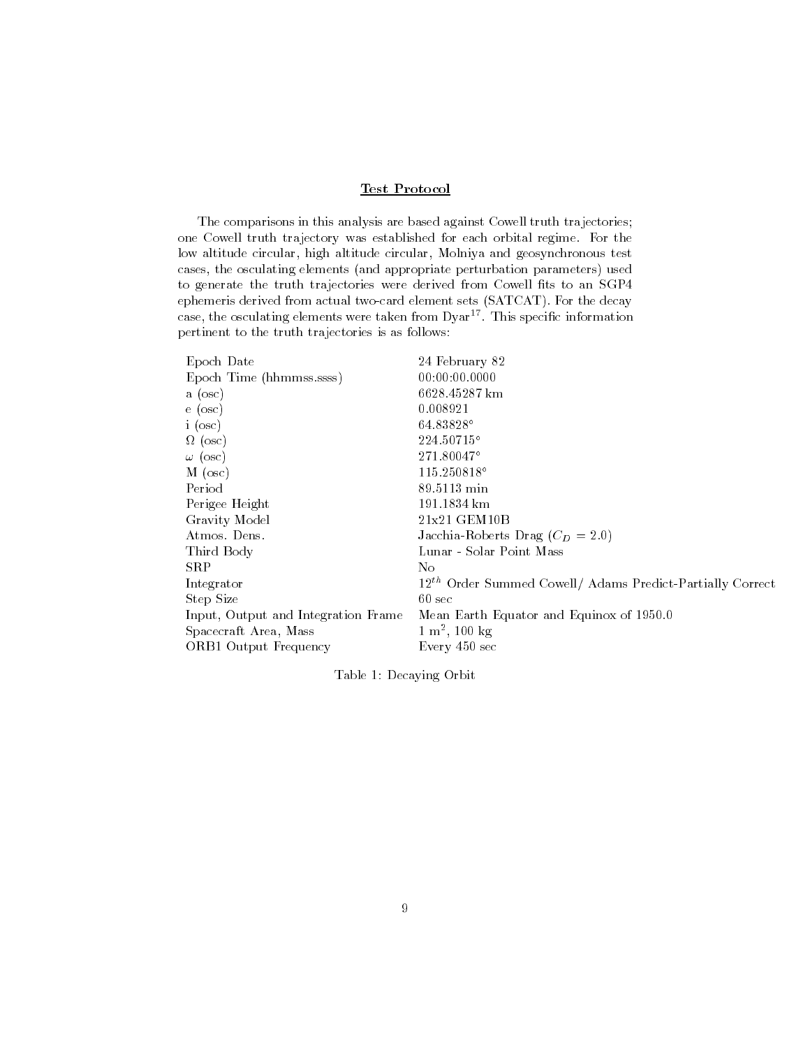## Test Protocol

The comparisons in this analysis are based against Cowell truth trajectories; one Cowell truth trajectory was established for each orbital regime. For the low altitude circular, high altitude circular, Molniya and geosynchronous test cases, the osculating elements (and appropriate perturbation parameters) used to generate the truth trajectories were derived from Cowell fits to an SGP4 ephemeris derived from actual two-card element sets (SATCAT). For the decay case, the osculating elements were taken from Dyar[17]. This specific information pertinent to the truth trajectories is as follows:

| | |
|---|---|
| Epoch Date | 24 February 82 |
| Epoch Time (hhmmss.ssss) | 00:00:00.0000 |
| a (osc) | 6628.45287 km |
| e (osc) | 0.008921 |
| i (osc) | 64.83828° |
| $\Omega$ (osc) | 224.50715° |
| $\omega$ (osc) | 271.80047° |
| M (osc) | 115.250818° |
| Period | 89.5113 min |
| Perigee Height | 191.1834 km |
| Gravity Model | 21x21 GEM10B |
| Atmos. Dens. | Jacchia-Roberts Drag ($C_D$ = 2.0) |
| Third Body | Lunar - Solar Point Mass |
| SRP | No |
| Integrator | $12^{th}$ Order Summed Cowell/ Adams Predict-Partially Correct |
| Step Size | 60 sec |
| Input, Output and Integration Frame | Mean Earth Equator and Equinox of 1950.0 |
| Spacecraft Area, Mass | 1 m$^2$, 100 kg |
| ORB1 Output Frequency | Every 450 sec |

Table 1: Decaying Orbit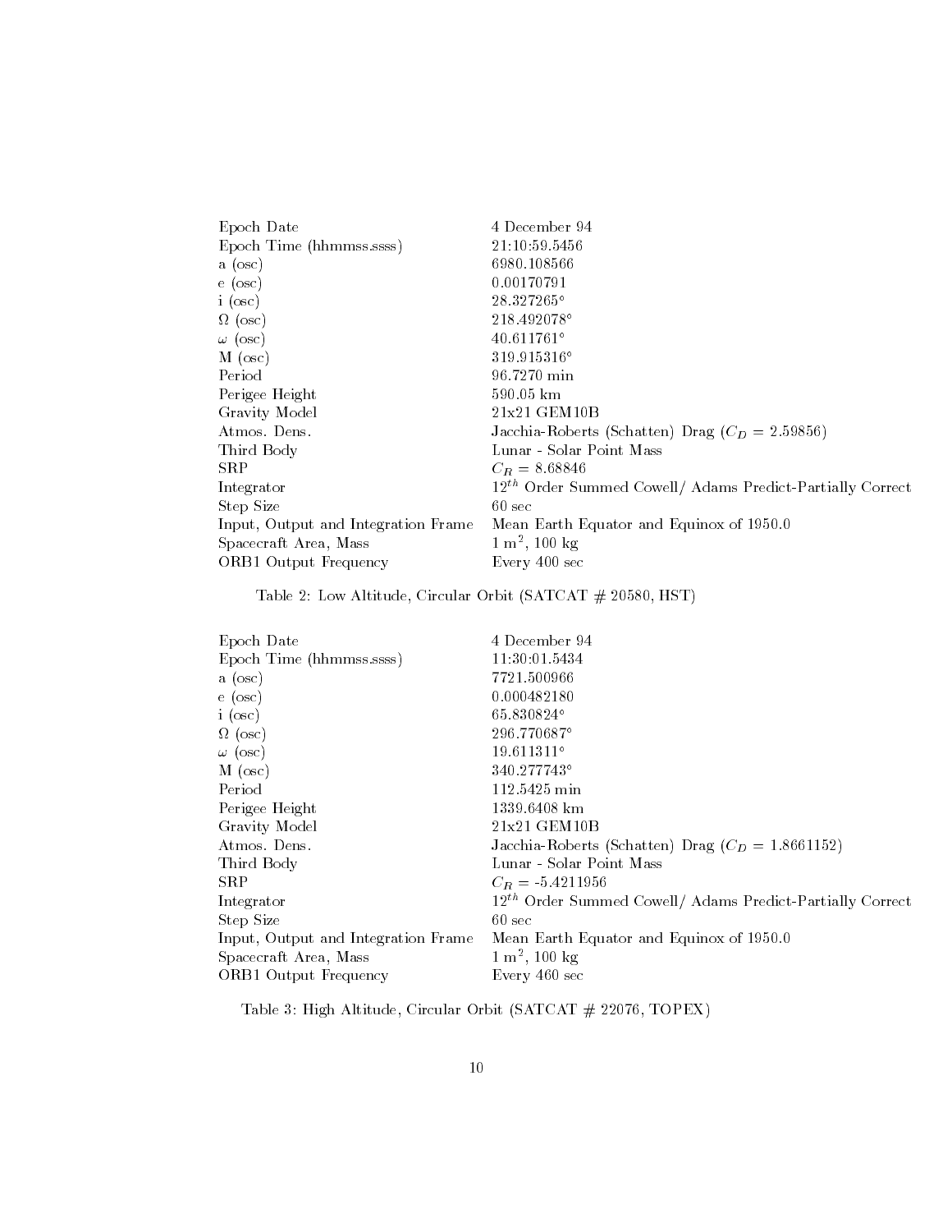| | |
|---|---|
| Epoch Date | 4 December 94 |
| Epoch Time (hhmmss.ssss) | 21:10:59.5456 |
| a (osc) | 6980.108566 |
| e (osc) | 0.00170791 |
| i (osc) | 28.327265° |
| $\Omega$ (osc) | 218.492078° |
| $\omega$ (osc) | 40.611761° |
| M (osc) | 319.915316° |
| Period | 96.7270 min |
| Perigee Height | 590.05 km |
| Gravity Model | 21x21 GEM10B |
| Atmos. Dens. | Jacchia-Roberts (Schatten) Drag ($C_D$ = 2.59856) |
| Third Body | Lunar - Solar Point Mass |
| SRP | $C_R$ = 8.68846 |
| Integrator | $12^{th}$ Order Summed Cowell/ Adams Predict-Partially Correct |
| Step Size | 60 sec |
| Input, Output and Integration Frame | Mean Earth Equator and Equinox of 1950.0 |
| Spacecraft Area, Mass | 1 $m^2$, 100 kg |
| ORB1 Output Frequency | Every 400 sec |

Table 2: Low Altitude, Circular Orbit (SATCAT # 20580, HST)

| | |
|---|---|
| Epoch Date | 4 December 94 |
| Epoch Time (hhmmss.ssss) | 11:30:01.5434 |
| a (osc) | 7721.500966 |
| e (osc) | 0.000482180 |
| i (osc) | 65.830824° |
| $\Omega$ (osc) | 296.770687° |
| $\omega$ (osc) | 19.611311° |
| M (osc) | 340.277743° |
| Period | 112.5425 min |
| Perigee Height | 1339.6408 km |
| Gravity Model | 21x21 GEM10B |
| Atmos. Dens. | Jacchia-Roberts (Schatten) Drag ($C_D$ = 1.8661152) |
| Third Body | Lunar - Solar Point Mass |
| SRP | $C_R$ = -5.4211956 |
| Integrator | $12^{th}$ Order Summed Cowell/ Adams Predict-Partially Correct |
| Step Size | 60 sec |
| Input, Output and Integration Frame | Mean Earth Equator and Equinox of 1950.0 |
| Spacecraft Area, Mass | 1 $m^2$, 100 kg |
| ORB1 Output Frequency | Every 460 sec |

Table 3: High Altitude, Circular Orbit (SATCAT # 22076, TOPEX)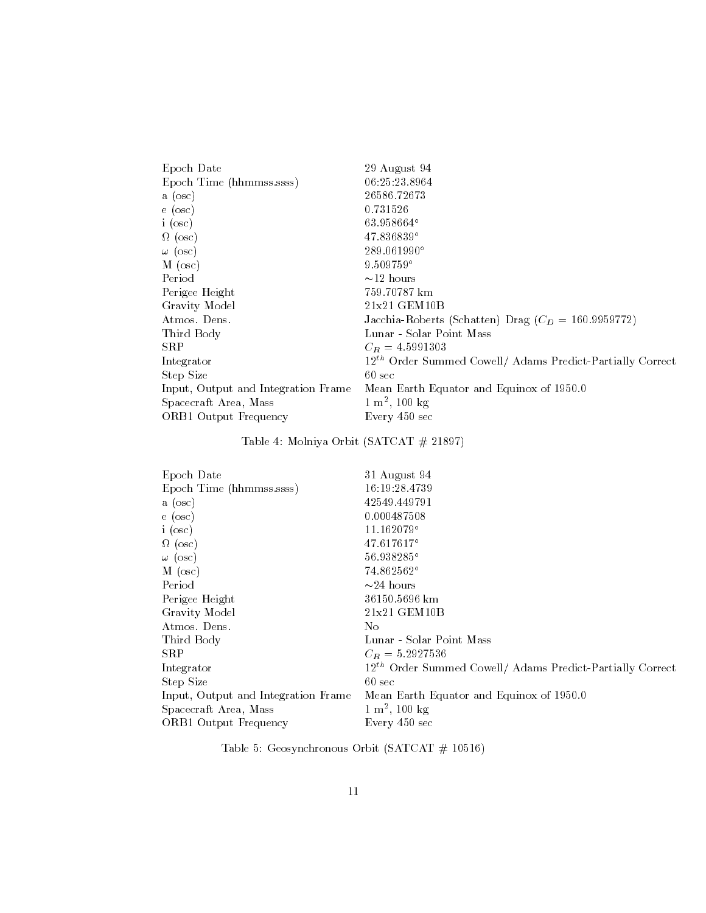| | |
|---|---|
| Epoch Date | 29 August 94 |
| Epoch Time (hhmmss.ssss) | 06:25:23.8964 |
| a (osc) | 26586.72673 |
| e (osc) | 0.731526 |
| i (osc) | 63.958664° |
| $\Omega$ (osc) | 47.836839° |
| $\omega$ (osc) | 289.061990° |
| M (osc) | 9.509759° |
| Period | ~12 hours |
| Perigee Height | 759.70787 km |
| Gravity Model | 21x21 GEM10B |
| Atmos. Dens. | Jacchia-Roberts (Schatten) Drag ($C_D$ = 160.9959772) |
| Third Body | Lunar - Solar Point Mass |
| SRP | $C_R$ = 4.5991303 |
| Integrator | $12^{th}$ Order Summed Cowell/ Adams Predict-Partially Correct |
| Step Size | 60 sec |
| Input, Output and Integration Frame | Mean Earth Equator and Equinox of 1950.0 |
| Spacecraft Area, Mass | 1 $m^2$, 100 kg |
| ORB1 Output Frequency | Every 450 sec |

Table 4: Molniya Orbit (SATCAT # 21897)

| | |
|---|---|
| Epoch Date | 31 August 94 |
| Epoch Time (hhmmss.ssss) | 16:19:28.4739 |
| a (osc) | 42549.449791 |
| e (osc) | 0.000487508 |
| i (osc) | 11.162079° |
| $\Omega$ (osc) | 47.617617° |
| $\omega$ (osc) | 56.938285° |
| M (osc) | 74.862562° |
| Period | ~24 hours |
| Perigee Height | 36150.5696 km |
| Gravity Model | 21x21 GEM10B |
| Atmos. Dens. | No |
| Third Body | Lunar - Solar Point Mass |
| SRP | $C_R$ = 5.2927536 |
| Integrator | $12^{th}$ Order Summed Cowell/ Adams Predict-Partially Correct |
| Step Size | 60 sec |
| Input, Output and Integration Frame | Mean Earth Equator and Equinox of 1950.0 |
| Spacecraft Area, Mass | 1 $m^2$, 100 kg |
| ORB1 Output Frequency | Every 450 sec |

Table 5: Geosynchronous Orbit (SATCAT # 10516)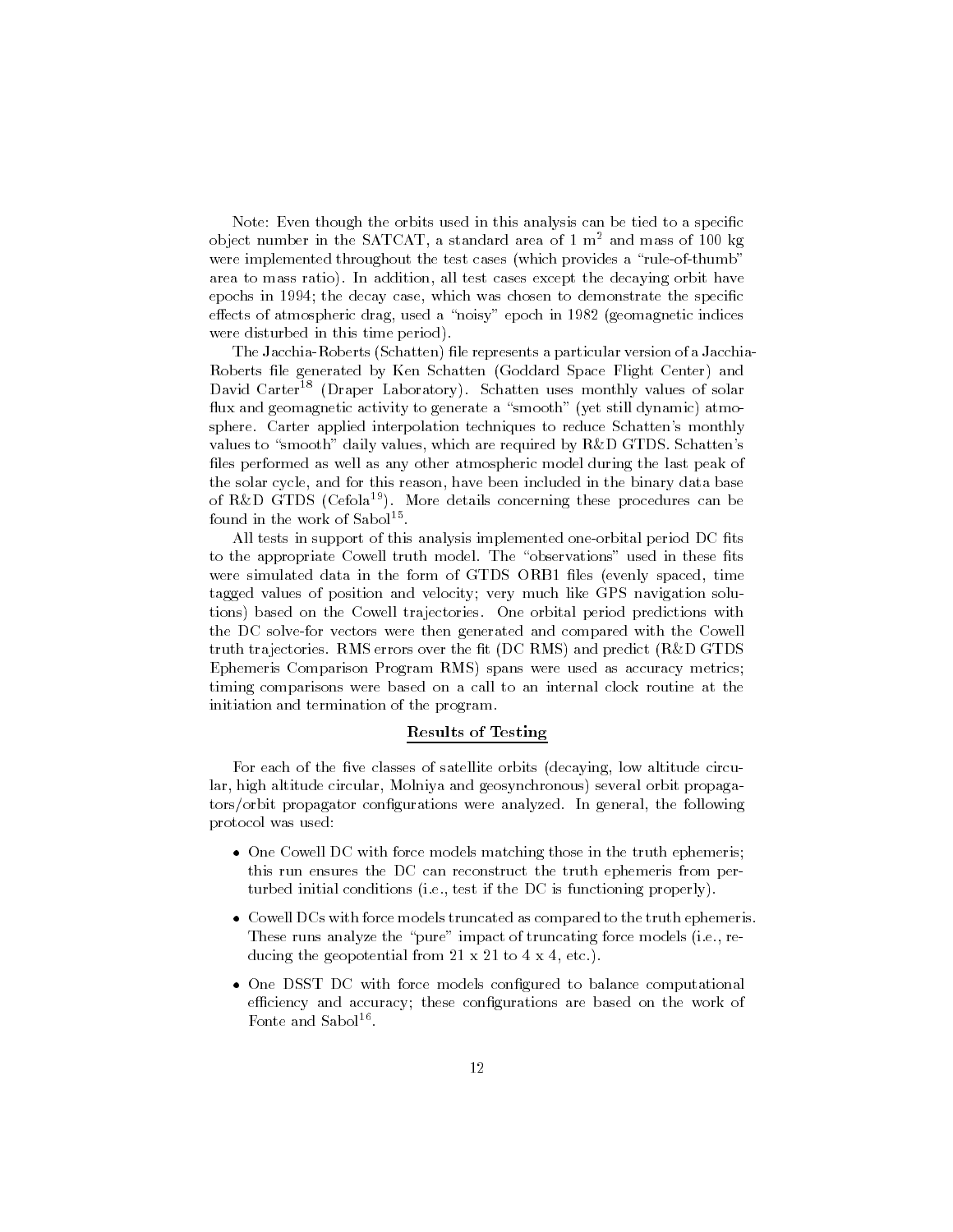Note: Even though the orbits used in this analysis can be tied to a specific object number in the SATCAT, a standard area of 1 $m^2$ and mass of 100 kg were implemented throughout the test cases (which provides a "rule-of-thumb" area to mass ratio). In addition, all test cases except the decaying orbit have epochs in 1994; the decay case, which was chosen to demonstrate the specific effects of atmospheric drag, used a "noisy" epoch in 1982 (geomagnetic indices were disturbed in this time period).

The Jacchia-Roberts (Schatten) file represents a particular version of a Jacchia-Roberts file generated by Ken Schatten (Goddard Space Flight Center) and David Carter[18] (Draper Laboratory). Schatten uses monthly values of solar flux and geomagnetic activity to generate a "smooth" (yet still dynamic) atmosphere. Carter applied interpolation techniques to reduce Schatten's monthly values to "smooth" daily values, which are required by R&D GTDS. Schatten's files performed as well as any other atmospheric model during the last peak of the solar cycle, and for this reason, have been included in the binary data base of R&D GTDS (Cefola[19]). More details concerning these procedures can be found in the work of Sabol[15].

All tests in support of this analysis implemented one-orbital period DC fits to the appropriate Cowell truth model. The "observations" used in these fits were simulated data in the form of GTDS ORB1 files (evenly spaced, time tagged values of position and velocity; very much like GPS navigation solutions) based on the Cowell trajectories. One orbital period predictions with the DC solve-for vectors were then generated and compared with the Cowell truth trajectories. RMS errors over the fit (DC RMS) and predict (R&D GTDS Ephemeris Comparison Program RMS) spans were used as accuracy metrics; timing comparisons were based on a call to an internal clock routine at the initiation and termination of the program.

## Results of Testing

For each of the five classes of satellite orbits (decaying, low altitude circular, high altitude circular, Molniya and geosynchronous) several orbit propagators/orbit propagator configurations were analyzed. In general, the following protocol was used:

- One Cowell DC with force models matching those in the truth ephemeris; this run ensures the DC can reconstruct the truth ephemeris from perturbed initial conditions (i.e., test if the DC is functioning properly).
- Cowell DCs with force models truncated as compared to the truth ephemeris. These runs analyze the "pure" impact of truncating force models (i.e., reducing the geopotential from 21 x 21 to 4 x 4, etc.).
- One DSST DC with force models configured to balance computational efficiency and accuracy; these configurations are based on the work of Fonte and Sabol[16].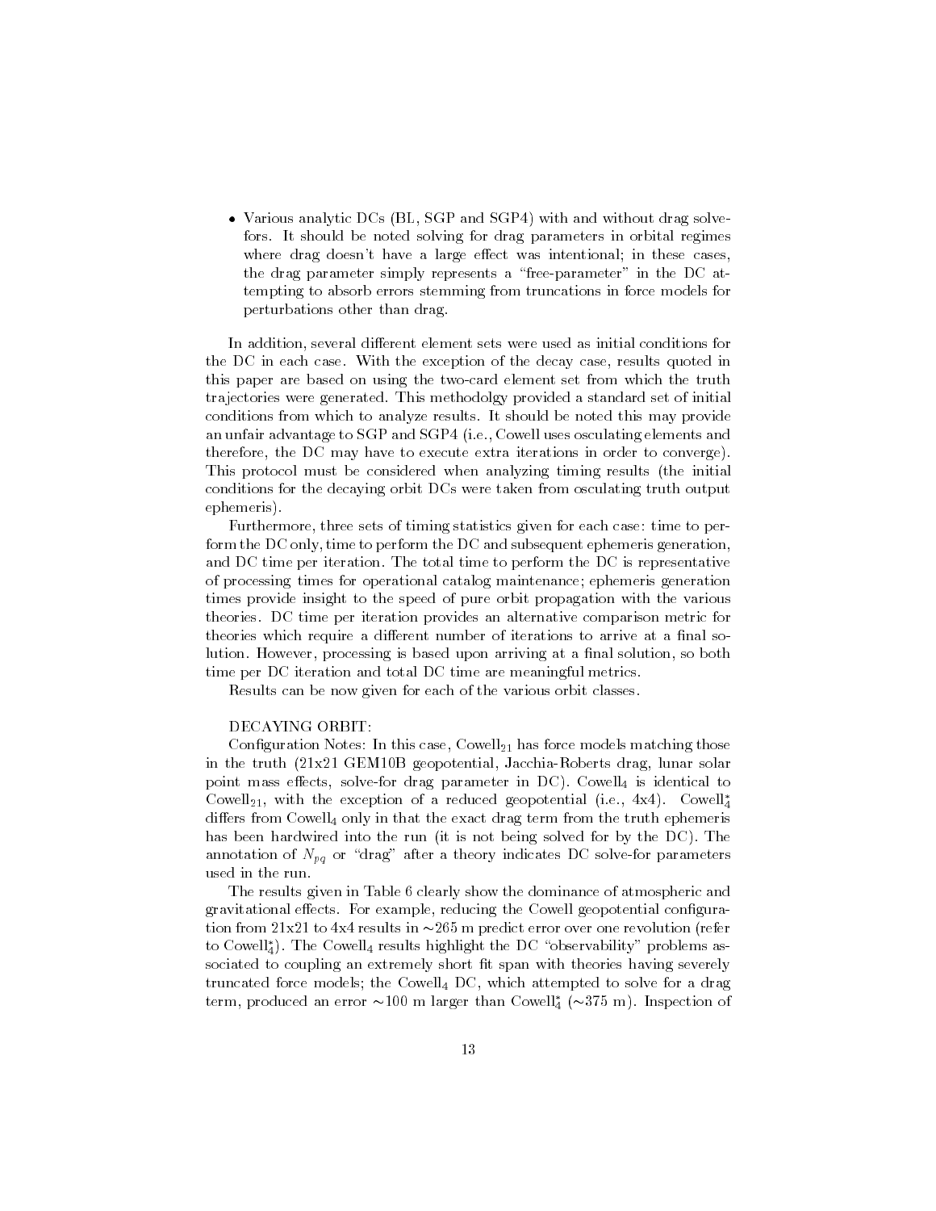- Various analytic DCs (BL, SGP and SGP4) with and without drag solvefors. It should be noted solving for drag parameters in orbital regimes where drag doesn't have a large effect was intentional; in these cases, the drag parameter simply represents a "free-parameter" in the DC attempting to absorb errors stemming from truncations in force models for perturbations other than drag.

In addition, several different element sets were used as initial conditions for the DC in each case. With the exception of the decay case, results quoted in this paper are based on using the two-card element set from which the truth trajectories were generated. This methodolgy provided a standard set of initial conditions from which to analyze results. It should be noted this may provide an unfair advantage to SGP and SGP4 (i.e., Cowell uses osculating elements and therefore, the DC may have to execute extra iterations in order to converge). This protocol must be considered when analyzing timing results (the initial conditions for the decaying orbit DCs were taken from osculating truth output ephemeris).

Furthermore, three sets of timing statistics given for each case: time to perform the DC only, time to perform the DC and subsequent ephemeris generation, and DC time per iteration. The total time to perform the DC is representative of processing times for operational catalog maintenance; ephemeris generation times provide insight to the speed of pure orbit propagation with the various theories. DC time per iteration provides an alternative comparison metric for theories which require a different number of iterations to arrive at a final solution. However, processing is based upon arriving at a final solution, so both time per DC iteration and total DC time are meaningful metrics.

Results can be now given for each of the various orbit classes.

DECAYING ORBIT:

Configuration Notes: In this case, $\text{Cowell}_{21}$ has force models matching those in the truth (21x21 GEM10B geopotential, Jacchia-Roberts drag, lunar solar point mass effects, solve-for drag parameter in DC). $\text{Cowell}_{4}$ is identical to $\text{Cowell}_{21}$, with the exception of a reduced geopotential (i.e., 4x4). $\text{Cowell}_{4}^{*}$ differs from $\text{Cowell}_{4}$ only in that the exact drag term from the truth ephemeris has been hardwired into the run (it is not being solved for by the DC). The annotation of $N_{pq}$ or "drag" after a theory indicates DC solve-for parameters used in the run.

The results given in Table 6 clearly show the dominance of atmospheric and gravitational effects. For example, reducing the Cowell geopotential configuration from 21x21 to 4x4 results in ∼265 m predict error over one revolution (refer to $\text{Cowell}_{4}^{*}$). The $\text{Cowell}_{4}$ results highlight the DC "observability" problems associated to coupling an extremely short fit span with theories having severely truncated force models; the $\text{Cowell}_{4}$ DC, which attempted to solve for a drag term, produced an error ∼100 m larger than $\text{Cowell}_{4}^{*}$ (∼375 m). Inspection of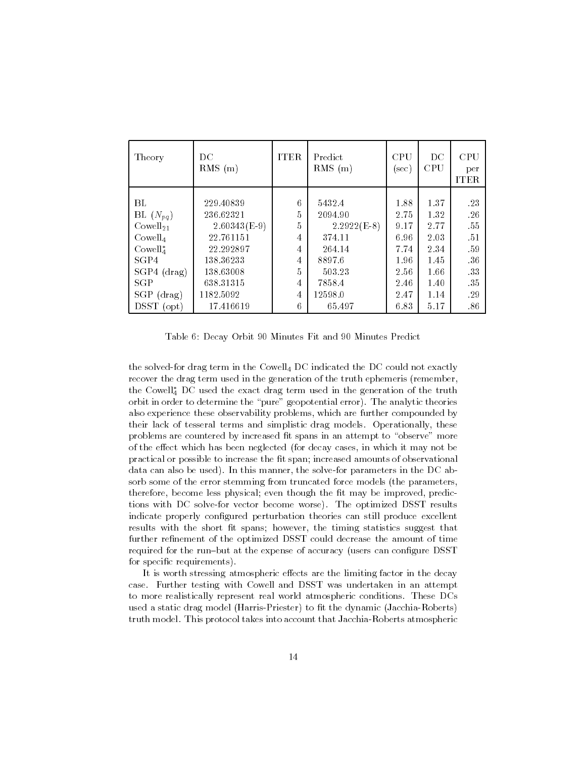| Theory | DC RMS (m) | ITER | Predict RMS (m) | CPU (sec) | DC CPU | CPU per ITER |
|---|---|---|---|---|---|---|
| BL | 229.40839 | 6 | 5432.4 | 1.88 | 1.37 | .23 |
| BL ($N_{pq}$) | 236.62321 | 5 | 2094.90 | 2.75 | 1.32 | .26 |
| $\text{Cowell}_{21}$ | 2.60343(E-9) | 5 | 2.2922(E-8) | 9.17 | 2.77 | .55 |
| $\text{Cowell}_{4}$ | 22.761151 | 4 | 374.11 | 6.96 | 2.03 | .51 |
| $\text{Cowell}_{4}^{*}$ | 22.292897 | 4 | 264.14 | 7.74 | 2.34 | .59 |
| SGP4 | 138.36233 | 4 | 8897.6 | 1.96 | 1.45 | .36 |
| SGP4 (drag) | 138.63008 | 5 | 503.23 | 2.56 | 1.66 | .33 |
| SGP | 638.31315 | 4 | 7858.4 | 2.46 | 1.40 | .35 |
| SGP (drag) | 1182.5092 | 4 | 12598.0 | 2.47 | 1.14 | .29 |
| DSST (opt) | 17.416619 | 6 | 65.497 | 6.83 | 5.17 | .86 |

Table 6: Decay Orbit 90 Minutes Fit and 90 Minutes Predict

the solved-for drag term in the $\text{Cowell}_4$ DC indicated the DC could not exactly recover the drag term used in the generation of the truth ephemeris (remember, the $\text{Cowell}_4^*$ DC used the exact drag term used in the generation of the truth orbit in order to determine the "pure" geopotential error). The analytic theories also experience these observability problems, which are further compounded by their lack of tesseral terms and simplistic drag models. Operationally, these problems are countered by increased fit spans in an attempt to "observe" more of the effect which has been neglected (for decay cases, in which it may not be practical or possible to increase the fit span; increased amounts of observational data can also be used). In this manner, the solve-for parameters in the DC absorb some of the error stemming from truncated force models (the parameters, therefore, become less physical; even though the fit may be improved, predictions with DC solve-for vector become worse). The optimized DSST results indicate properly configured perturbation theories can still produce excellent results with the short fit spans; however, the timing statistics suggest that further refinement of the optimized DSST could decrease the amount of time required for the run–but at the expense of accuracy (users can configure DSST for specific requirements).

It is worth stressing atmospheric effects are the limiting factor in the decay case. Further testing with Cowell and DSST was undertaken in an attempt to more realistically represent real world atmospheric conditions. These DCs used a static drag model (Harris-Priester) to fit the dynamic (Jacchia-Roberts) truth model. This protocol takes into account that Jacchia-Roberts atmospheric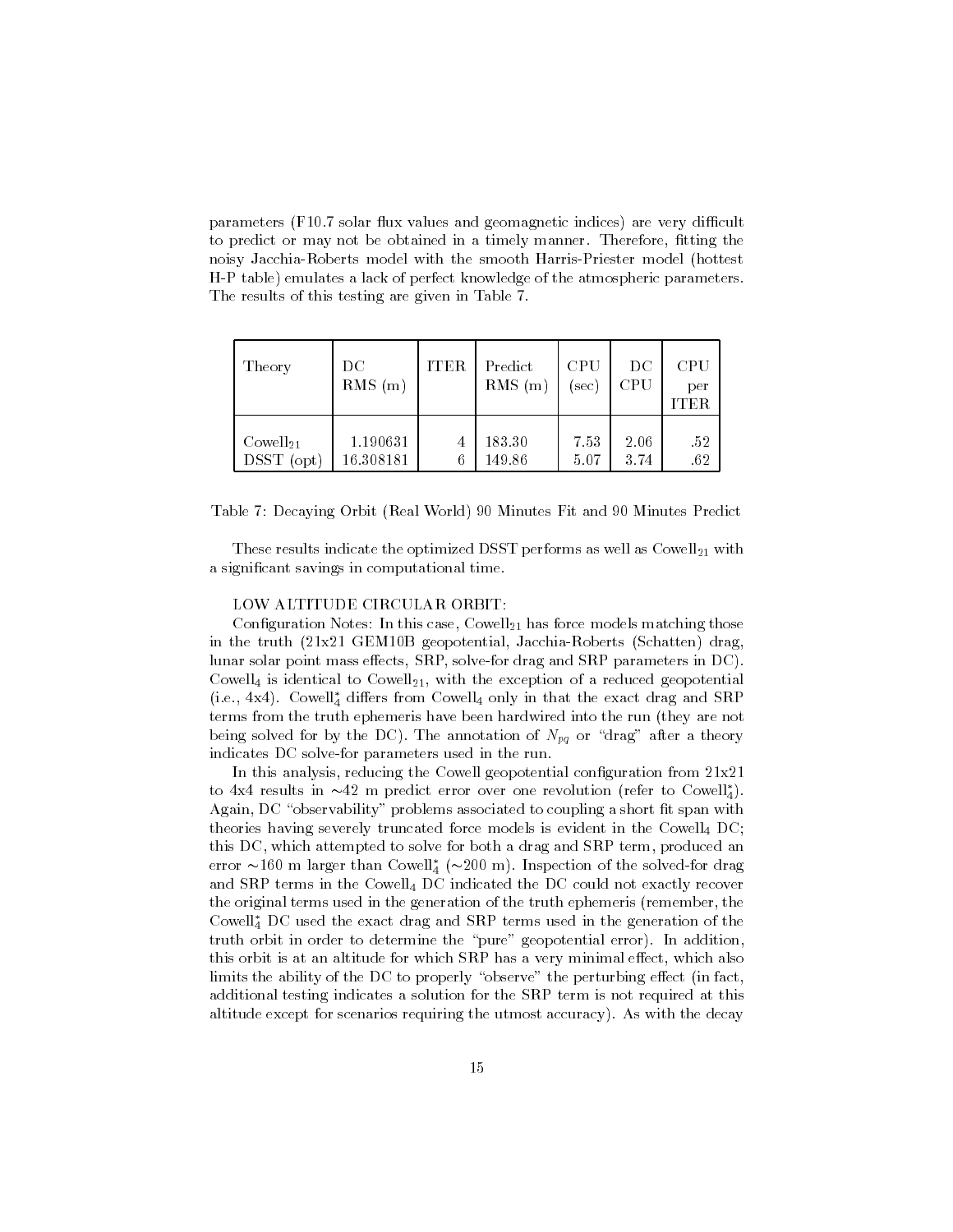parameters (F10.7 solar flux values and geomagnetic indices) are very difficult to predict or may not be obtained in a timely manner. Therefore, fitting the noisy Jacchia-Roberts model with the smooth Harris-Priester model (hottest H-P table) emulates a lack of perfect knowledge of the atmospheric parameters. The results of this testing are given in Table 7.

| Theory | DC RMS (m) | ITER | Predict RMS (m) | CPU (sec) | DC CPU | CPU per ITER |
|---|---|---|---|---|---|---|
| $\text{Cowell}_{21}$ | 1.190631 | 4 | 183.30 | 7.53 | 2.06 | .52 |
| DSST (opt) | 16.308181 | 6 | 149.86 | 5.07 | 3.74 | .62 |

Table 7: Decaying Orbit (Real World) 90 Minutes Fit and 90 Minutes Predict

These results indicate the optimized DSST performs as well as $\text{Cowell}_{21}$ with a significant savings in computational time.

LOW ALTITUDE CIRCULAR ORBIT:

Configuration Notes: In this case, $\text{Cowell}_{21}$ has force models matching those in the truth (21x21 GEM10B geopotential, Jacchia-Roberts (Schatten) drag, lunar solar point mass effects, SRP, solve-for drag and SRP parameters in DC). $\text{Cowell}_4$ is identical to $\text{Cowell}_{21}$, with the exception of a reduced geopotential (i.e., 4x4). $\text{Cowell}_4^*$ differs from $\text{Cowell}_4$ only in that the exact drag and SRP terms from the truth ephemeris have been hardwired into the run (they are not being solved for by the DC). The annotation of $N_{pq}$ or "drag" after a theory indicates DC solve-for parameters used in the run.

In this analysis, reducing the Cowell geopotential configuration from 21x21 to 4x4 results in ∼42 m predict error over one revolution (refer to $\text{Cowell}_4^*$). Again, DC "observability" problems associated to coupling a short fit span with theories having severely truncated force models is evident in the $\text{Cowell}_4$ DC; this DC, which attempted to solve for both a drag and SRP term, produced an error ∼160 m larger than $\text{Cowell}_4^*$ (∼200 m). Inspection of the solved-for drag and SRP terms in the $\text{Cowell}_4$ DC indicated the DC could not exactly recover the original terms used in the generation of the truth ephemeris (remember, the $\text{Cowell}_4^*$ DC used the exact drag and SRP terms used in the generation of the truth orbit in order to determine the "pure" geopotential error). In addition, this orbit is at an altitude for which SRP has a very minimal effect, which also limits the ability of the DC to properly "observe" the perturbing effect (in fact, additional testing indicates a solution for the SRP term is not required at this altitude except for scenarios requiring the utmost accuracy). As with the decay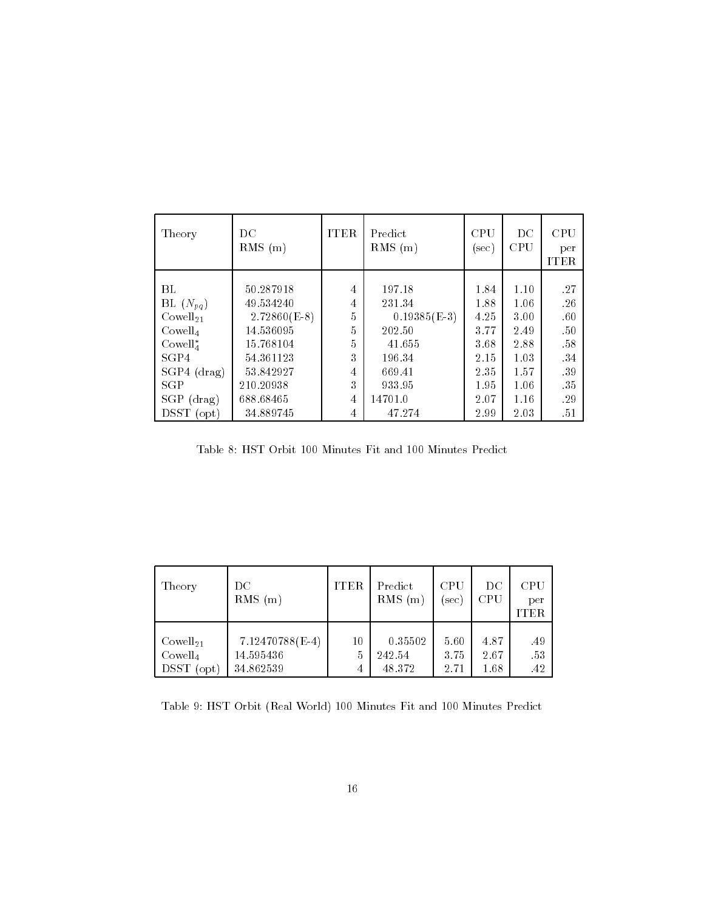| Theory | DC RMS (m) | ITER | Predict RMS (m) | CPU (sec) | DC CPU | CPU per ITER |
|---|---|---|---|---|---|---|
| BL | 50.287918 | 4 | 197.18 | 1.84 | 1.10 | .27 |
| BL ($N_{pq}$) | 49.534240 | 4 | 231.34 | 1.88 | 1.06 | .26 |
| Cowell$_{21}$ | 2.72860(E-8) | 5 | 0.19385(E-3) | 4.25 | 3.00 | .60 |
| Cowell$_4$ | 14.536095 | 5 | 202.50 | 3.77 | 2.49 | .50 |
| Cowell$_4^*$ | 15.768104 | 5 | 41.655 | 3.68 | 2.88 | .58 |
| SGP4 | 54.361123 | 3 | 196.34 | 2.15 | 1.03 | .34 |
| SGP4 (drag) | 53.842927 | 4 | 669.41 | 2.35 | 1.57 | .39 |
| SGP | 210.20938 | 3 | 933.95 | 1.95 | 1.06 | .35 |
| SGP (drag) | 688.68465 | 4 | 14701.0 | 2.07 | 1.16 | .29 |
| DSST (opt) | 34.889745 | 4 | 47.274 | 2.99 | 2.03 | .51 |

Table 8: HST Orbit 100 Minutes Fit and 100 Minutes Predict

| Theory | DC RMS (m) | ITER | Predict RMS (m) | CPU (sec) | DC CPU | CPU per ITER |
|---|---|---|---|---|---|---|
| Cowell$_{21}$ | 7.12470788(E-4) | 10 | 0.35502 | 5.60 | 4.87 | .49 |
| Cowell$_4$ | 14.595436 | 5 | 242.54 | 3.75 | 2.67 | .53 |
| DSST (opt) | 34.862539 | 4 | 48.372 | 2.71 | 1.68 | .42 |

Table 9: HST Orbit (Real World) 100 Minutes Fit and 100 Minutes Predict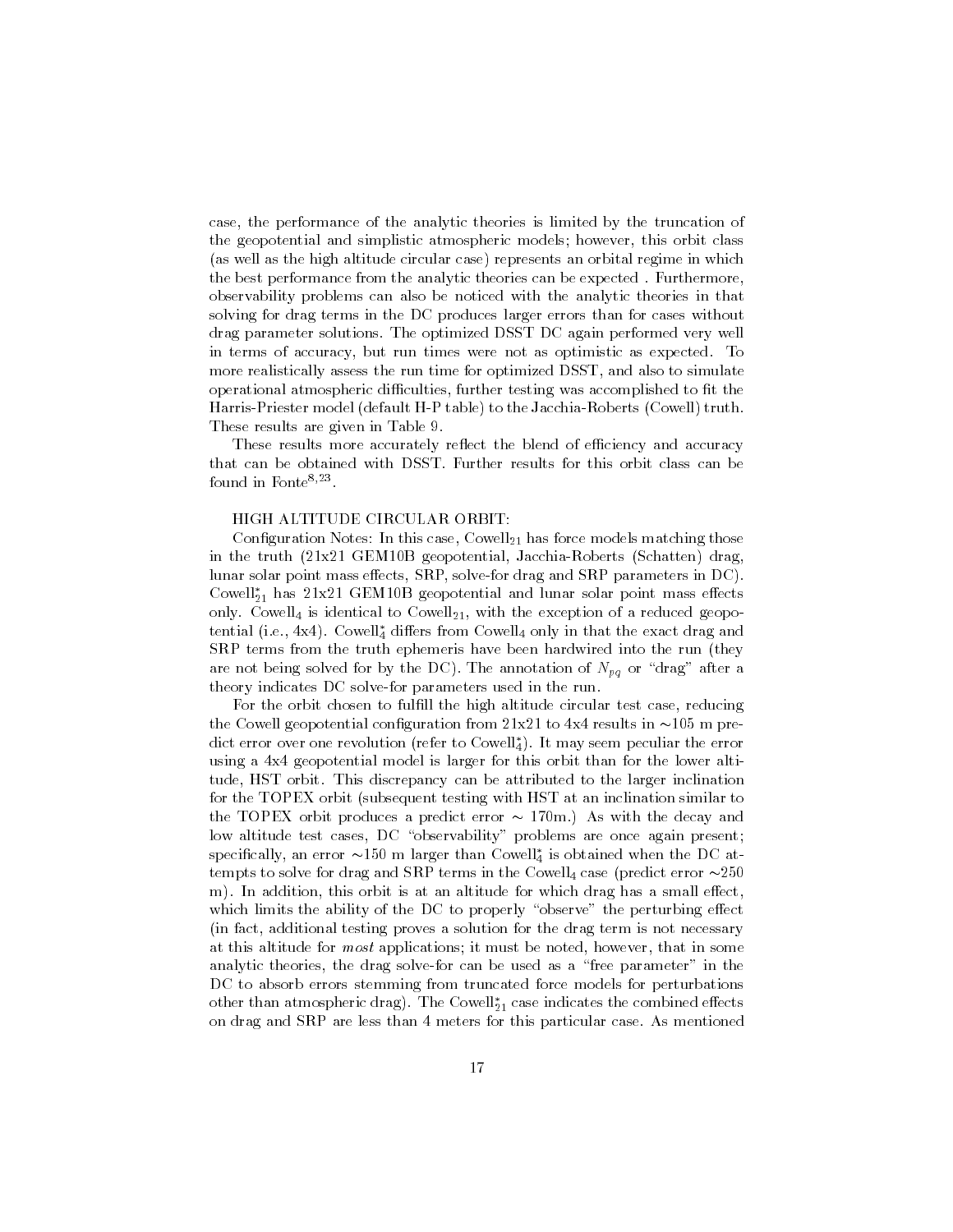case, the performance of the analytic theories is limited by the truncation of the geopotential and simplistic atmospheric models; however, this orbit class (as well as the high altitude circular case) represents an orbital regime in which the best performance from the analytic theories can be expected . Furthermore, observability problems can also be noticed with the analytic theories in that solving for drag terms in the DC produces larger errors than for cases without drag parameter solutions. The optimized DSST DC again performed very well in terms of accuracy, but run times were not as optimistic as expected. To more realistically assess the run time for optimized DSST, and also to simulate operational atmospheric difficulties, further testing was accomplished to fit the Harris-Priester model (default H-P table) to the Jacchia-Roberts (Cowell) truth. These results are given in Table 9.

These results more accurately reflect the blend of efficiency and accuracy that can be obtained with DSST. Further results for this orbit class can be found in Fonte[8,23].

HIGH ALTITUDE CIRCULAR ORBIT:

Configuration Notes: In this case, $\text{Cowell}_{21}$ has force models matching those in the truth (21x21 GEM10B geopotential, Jacchia-Roberts (Schatten) drag, lunar solar point mass effects, SRP, solve-for drag and SRP parameters in DC). $\text{Cowell}^*_{21}$ has 21x21 GEM10B geopotential and lunar solar point mass effects only. $\text{Cowell}_4$ is identical to $\text{Cowell}_{21}$, with the exception of a reduced geopotential (i.e., 4x4). $\text{Cowell}^*_4$ differs from $\text{Cowell}_4$ only in that the exact drag and SRP terms from the truth ephemeris have been hardwired into the run (they are not being solved for by the DC). The annotation of $N_{pq}$ or "drag" after a theory indicates DC solve-for parameters used in the run.

For the orbit chosen to fulfill the high altitude circular test case, reducing the Cowell geopotential configuration from 21x21 to 4x4 results in ∼105 m predict error over one revolution (refer to $\text{Cowell}^*_4$). It may seem peculiar the error using a 4x4 geopotential model is larger for this orbit than for the lower altitude, HST orbit. This discrepancy can be attributed to the larger inclination for the TOPEX orbit (subsequent testing with HST at an inclination similar to the TOPEX orbit produces a predict error ∼ 170m.) As with the decay and low altitude test cases, DC "observability" problems are once again present; specifically, an error ∼150 m larger than $\text{Cowell}^*_4$ is obtained when the DC attempts to solve for drag and SRP terms in the $\text{Cowell}_4$ case (predict error ∼250 m). In addition, this orbit is at an altitude for which drag has a small effect, which limits the ability of the DC to properly "observe" the perturbing effect (in fact, additional testing proves a solution for the drag term is not necessary at this altitude for *most* applications; it must be noted, however, that in some analytic theories, the drag solve-for can be used as a "free parameter" in the DC to absorb errors stemming from truncated force models for perturbations other than atmospheric drag). The $\text{Cowell}^*_{21}$ case indicates the combined effects on drag and SRP are less than 4 meters for this particular case. As mentioned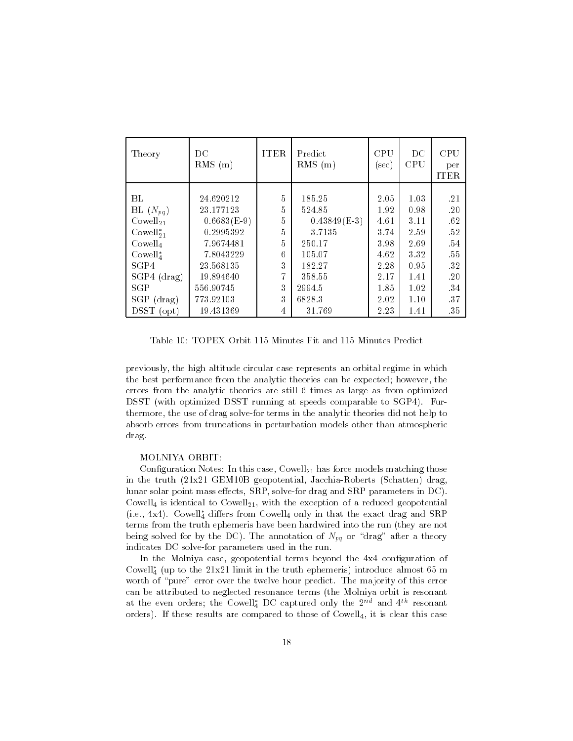| Theory | DC RMS (m) | ITER | Predict RMS (m) | CPU (sec) | DC CPU | CPU per ITER |
|---|---|---|---|---|---|---|
| BL | 24.620212 | 5 | 185.25 | 2.05 | 1.03 | .21 |
| BL ($N_{pq}$) | 23.177123 | 5 | 524.85 | 1.92 | 0.98 | .20 |
| $\text{Cowell}_{21}$ | 0.6683(E-9) | 5 | 0.43849(E-3) | 4.61 | 3.11 | .62 |
| $\text{Cowell}^*_{21}$ | 0.2995392 | 5 | 3.7135 | 3.74 | 2.59 | .52 |
| $\text{Cowell}_4$ | 7.9674481 | 5 | 250.17 | 3.98 | 2.69 | .54 |
| $\text{Cowell}^*_4$ | 7.8043229 | 6 | 105.07 | 4.62 | 3.32 | .55 |
| SGP4 | 23.568135 | 3 | 182.27 | 2.28 | 0.95 | .32 |
| SGP4 (drag) | 19.894640 | 7 | 358.55 | 2.17 | 1.41 | .20 |
| SGP | 556.90745 | 3 | 2994.5 | 1.85 | 1.02 | .34 |
| SGP (drag) | 773.92103 | 3 | 6828.3 | 2.02 | 1.10 | .37 |
| DSST (opt) | 19.431369 | 4 | 31.769 | 2.23 | 1.41 | .35 |

Table 10: TOPEX Orbit 115 Minutes Fit and 115 Minutes Predict

previously, the high altitude circular case represents an orbital regime in which the best performance from the analytic theories can be expected; however, the errors from the analytic theories are still 6 times as large as from optimized DSST (with optimized DSST running at speeds comparable to SGP4). Furthermore, the use of drag solve-for terms in the analytic theories did not help to absorb errors from truncations in perturbation models other than atmospheric drag.

MOLNIYA ORBIT:

Configuration Notes: In this case, $\text{Cowell}_{21}$ has force models matching those in the truth (21x21 GEM10B geopotential, Jacchia-Roberts (Schatten) drag, lunar solar point mass effects, SRP, solve-for drag and SRP parameters in DC). $\text{Cowell}_4$ is identical to $\text{Cowell}_{21}$, with the exception of a reduced geopotential (i.e., 4x4). $\text{Cowell}^*_4$ differs from $\text{Cowell}_4$ only in that the exact drag and SRP terms from the truth ephemeris have been hardwired into the run (they are not being solved for by the DC). The annotation of $N_{pq}$ or "drag" after a theory indicates DC solve-for parameters used in the run.

In the Molniya case, geopotential terms beyond the 4x4 configuration of $\text{Cowell}^*_4$ (up to the 21x21 limit in the truth ephemeris) introduce almost 65 m worth of "pure" error over the twelve hour predict. The majority of this error can be attributed to neglected resonance terms (the Molniya orbit is resonant at the even orders; the $\text{Cowell}^*_4$ DC captured only the $2^{nd}$ and $4^{th}$ resonant orders). If these results are compared to those of $\text{Cowell}_4$, it is clear this case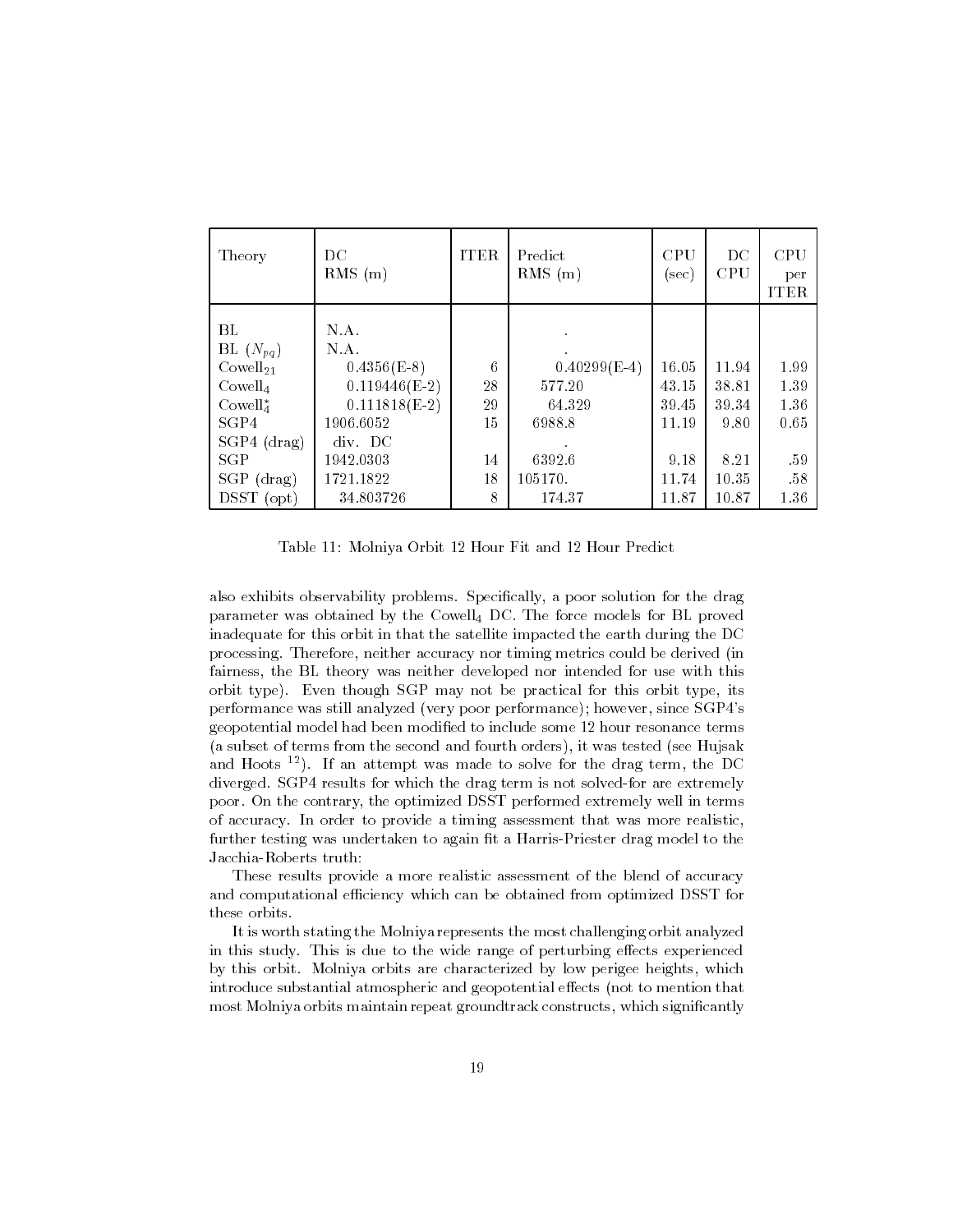| Theory | DC RMS (m) | ITER | Predict RMS (m) | CPU (sec) | DC CPU | CPU per ITER |
|---|---|---|---|---|---|---|
| BL | N.A. | | . | | | |
| BL ($N_{pq}$) | N.A. | | . | | | |
| $\text{Cowell}_{21}$ | 0.4356(E-8) | 6 | 0.40299(E-4) | 16.05 | 11.94 | 1.99 |
| $\text{Cowell}_4$ | 0.119446(E-2) | 28 | 577.20 | 43.15 | 38.81 | 1.39 |
| $\text{Cowell}_4^*$ | 0.111818(E-2) | 29 | 64.329 | 39.45 | 39.34 | 1.36 |
| SGP4 | 1906.6052 | 15 | 6988.8 | 11.19 | 9.80 | 0.65 |
| SGP4 (drag) | div. DC | | . | | | |
| SGP | 1942.0303 | 14 | 6392.6 | 9.18 | 8.21 | .59 |
| SGP (drag) | 1721.1822 | 18 | 105170. | 11.74 | 10.35 | .58 |
| DSST (opt) | 34.803726 | 8 | 174.37 | 11.87 | 10.87 | 1.36 |

Table 11: Molniya Orbit 12 Hour Fit and 12 Hour Predict

also exhibits observability problems. Specifically, a poor solution for the drag parameter was obtained by the $\text{Cowell}_4$ DC. The force models for BL proved inadequate for this orbit in that the satellite impacted the earth during the DC processing. Therefore, neither accuracy nor timing metrics could be derived (in fairness, the BL theory was neither developed nor intended for use with this orbit type). Even though SGP may not be practical for this orbit type, its performance was still analyzed (very poor performance); however, since SGP4's geopotential model had been modified to include some 12 hour resonance terms (a subset of terms from the second and fourth orders), it was tested (see Hujsak and Hoots [12]). If an attempt was made to solve for the drag term, the DC diverged. SGP4 results for which the drag term is not solved-for are extremely poor. On the contrary, the optimized DSST performed extremely well in terms of accuracy. In order to provide a timing assessment that was more realistic, further testing was undertaken to again fit a Harris-Priester drag model to the Jacchia-Roberts truth:

These results provide a more realistic assessment of the blend of accuracy and computational efficiency which can be obtained from optimized DSST for these orbits.

It is worth stating the Molniya represents the most challenging orbit analyzed in this study. This is due to the wide range of perturbing effects experienced by this orbit. Molniya orbits are characterized by low perigee heights, which introduce substantial atmospheric and geopotential effects (not to mention that most Molniya orbits maintain repeat groundtrack constructs, which significantly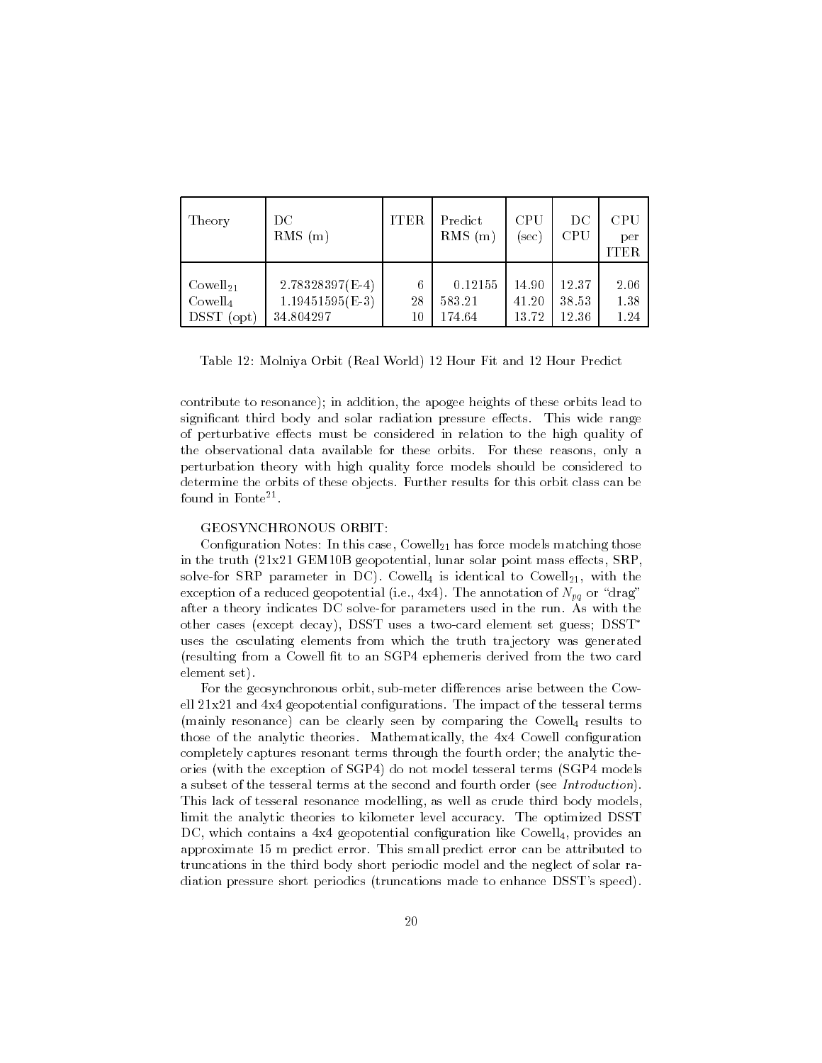| Theory | DC RMS (m) | ITER | Predict RMS (m) | CPU (sec) | DC CPU | CPU per ITER |
|---|---|---|---|---|---|---|
| $\text{Cowell}_{21}$ | 2.78328397(E-4) | 6 | 0.12155 | 14.90 | 12.37 | 2.06 |
| $\text{Cowell}_{4}$ | 1.19451595(E-3) | 28 | 583.21 | 41.20 | 38.53 | 1.38 |
| DSST (opt) | 34.804297 | 10 | 174.64 | 13.72 | 12.36 | 1.24 |

Table 12: Molniya Orbit (Real World) 12 Hour Fit and 12 Hour Predict

contribute to resonance); in addition, the apogee heights of these orbits lead to significant third body and solar radiation pressure effects. This wide range of perturbative effects must be considered in relation to the high quality of the observational data available for these orbits. For these reasons, only a perturbation theory with high quality force models should be considered to determine the orbits of these objects. Further results for this orbit class can be found in Fonte[21].

GEOSYNCHRONOUS ORBIT:

Configuration Notes: In this case, $\text{Cowell}_{21}$ has force models matching those in the truth (21x21 GEM10B geopotential, lunar solar point mass effects, SRP, solve-for SRP parameter in DC). $\text{Cowell}_{4}$ is identical to $\text{Cowell}_{21}$, with the exception of a reduced geopotential (i.e., 4x4). The annotation of $N_{pq}$ or "drag" after a theory indicates DC solve-for parameters used in the run. As with the other cases (except decay), DSST uses a two-card element set guess; $\text{DSST}^{*}$ uses the osculating elements from which the truth trajectory was generated (resulting from a Cowell fit to an SGP4 ephemeris derived from the two card element set).

For the geosynchronous orbit, sub-meter differences arise between the Cowell 21x21 and 4x4 geopotential configurations. The impact of the tesseral terms (mainly resonance) can be clearly seen by comparing the $\text{Cowell}_{4}$ results to those of the analytic theories. Mathematically, the 4x4 Cowell configuration completely captures resonant terms through the fourth order; the analytic theories (with the exception of SGP4) do not model tesseral terms (SGP4 models a subset of the tesseral terms at the second and fourth order (see *Introduction*). This lack of tesseral resonance modelling, as well as crude third body models, limit the analytic theories to kilometer level accuracy. The optimized DSST DC, which contains a 4x4 geopotential configuration like $\text{Cowell}_{4}$, provides an approximate 15 m predict error. This small predict error can be attributed to truncations in the third body short periodic model and the neglect of solar radiation pressure short periodics (truncations made to enhance DSST's speed).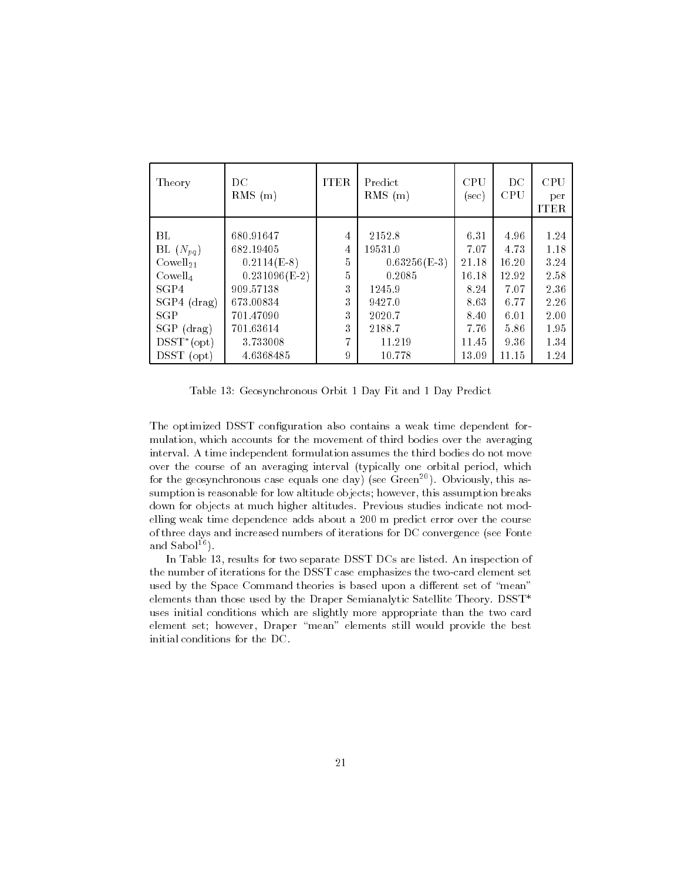| Theory | DC RMS (m) | ITER | Predict RMS (m) | CPU (sec) | DC CPU | CPU per ITER |
|---|---|---|---|---|---|---|
| BL | 680.91647 | 4 | 2152.8 | 6.31 | 4.96 | 1.24 |
| BL ($N_{pq}$) | 682.19405 | 4 | 19531.0 | 7.07 | 4.73 | 1.18 |
| $\text{Cowell}_{21}$ | 0.2114(E-8) | 5 | 0.63256(E-3) | 21.18 | 16.20 | 3.24 |
| $\text{Cowell}_{4}$ | 0.231096(E-2) | 5 | 0.2085 | 16.18 | 12.92 | 2.58 |
| SGP4 | 909.57138 | 3 | 1245.9 | 8.24 | 7.07 | 2.36 |
| SGP4 (drag) | 673.00834 | 3 | 9427.0 | 8.63 | 6.77 | 2.26 |
| SGP | 701.47090 | 3 | 2020.7 | 8.40 | 6.01 | 2.00 |
| SGP (drag) | 701.63614 | 3 | 2188.7 | 7.76 | 5.86 | 1.95 |
| DSST*(opt) | 3.733008 | 7 | 11.219 | 11.45 | 9.36 | 1.34 |
| DSST (opt) | 4.6368485 | 9 | 10.778 | 13.09 | 11.15 | 1.24 |

Table 13: Geosynchronous Orbit 1 Day Fit and 1 Day Predict

The optimized DSST configuration also contains a weak time dependent formulation, which accounts for the movement of third bodies over the averaging interval. A time independent formulation assumes the third bodies do not move over the course of an averaging interval (typically one orbital period, which for the geosynchronous case equals one day) (see Green[20]). Obviously, this assumption is reasonable for low altitude objects; however, this assumption breaks down for objects at much higher altitudes. Previous studies indicate not modelling weak time dependence adds about a 200 m predict error over the course of three days and increased numbers of iterations for DC convergence (see Fonte and Sabol[16]).

In Table 13, results for two separate DSST DCs are listed. An inspection of the number of iterations for the DSST case emphasizes the two-card element set used by the Space Command theories is based upon a different set of "mean" elements than those used by the Draper Semianalytic Satellite Theory. DSST* uses initial conditions which are slightly more appropriate than the two card element set; however, Draper "mean" elements still would provide the best initial conditions for the DC.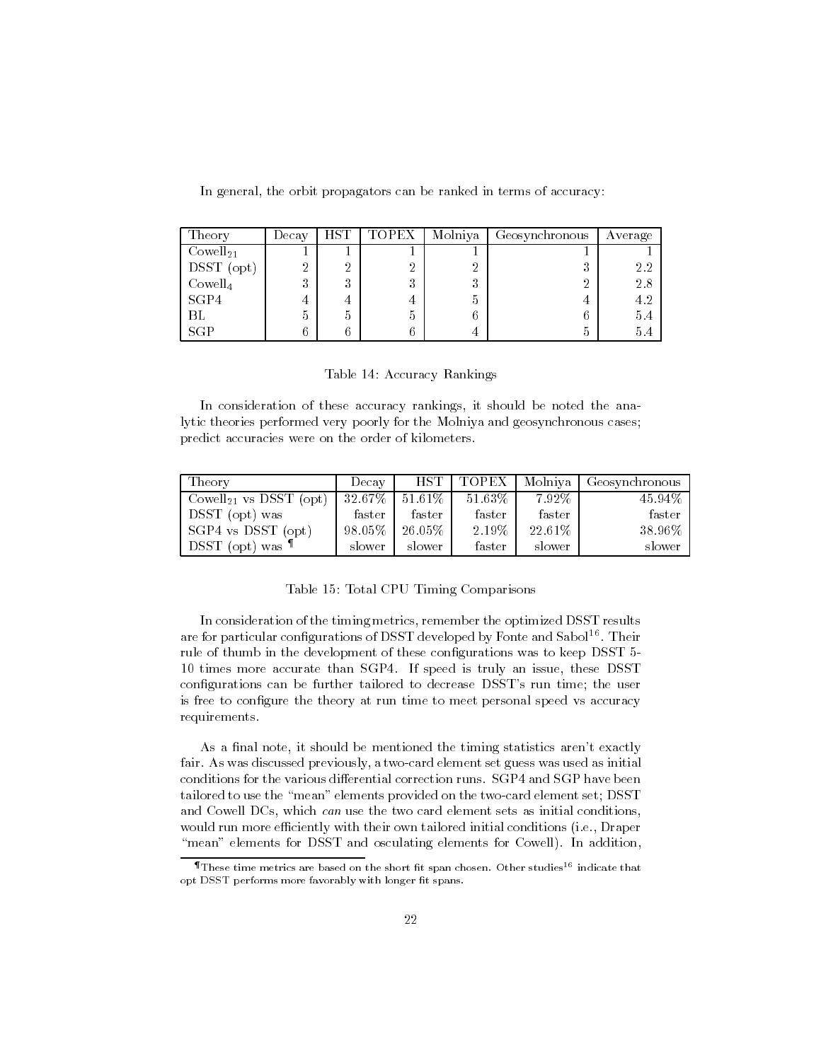In general, the orbit propagators can be ranked in terms of accuracy:

| Theory | Decay | HST | TOPEX | Molniya | Geosynchronous | Average |
|---|---|---|---|---|---|---|
| $\text{Cowell}_{21}$ | 1 | 1 | 1 | 1 | 1 | 1 |
| DSST (opt) | 2 | 2 | 2 | 2 | 3 | 2.2 |
| $\text{Cowell}_4$ | 3 | 3 | 3 | 3 | 2 | 2.8 |
| SGP4 | 4 | 4 | 4 | 5 | 4 | 4.2 |
| BL | 5 | 5 | 5 | 6 | 6 | 5.4 |
| SGP | 6 | 6 | 6 | 4 | 5 | 5.4 |

Table 14: Accuracy Rankings

In consideration of these accuracy rankings, it should be noted the analytic theories performed very poorly for the Molniya and geosynchronous cases; predict accuracies were on the order of kilometers.

| Theory | Decay | HST | TOPEX | Molniya | Geosynchronous |
|---|---|---|---|---|---|
| $\text{Cowell}_{21}$ vs DSST (opt) | 32.67% | 51.61% | 51.63% | 7.92% | 45.94% |
| DSST (opt) was | faster | faster | faster | faster | faster |
| SGP4 vs DSST (opt) | 98.05% | 26.05% | 2.19% | 22.61% | 38.96% |
| DSST (opt) was ¶ | slower | slower | faster | slower | slower |

Table 15: Total CPU Timing Comparisons

In consideration of the timing metrics, remember the optimized DSST results are for particular configurations of DSST developed by Fonte and Sabol[16]. Their rule of thumb in the development of these configurations was to keep DSST 5-10 times more accurate than SGP4. If speed is truly an issue, these DSST configurations can be further tailored to decrease DSST's run time; the user is free to configure the theory at run time to meet personal speed vs accuracy requirements.

As a final note, it should be mentioned the timing statistics aren't exactly fair. As was discussed previously, a two-card element set guess was used as initial conditions for the various differential correction runs. SGP4 and SGP have been tailored to use the "mean" elements provided on the two-card element set; DSST and Cowell DCs, which *can* use the two card element sets as initial conditions, would run more efficiently with their own tailored initial conditions (i.e., Draper "mean" elements for DSST and osculating elements for Cowell). In addition,

¶These time metrics are based on the short fit span chosen. Other studies[16] indicate that opt DSST performs more favorably with longer fit spans.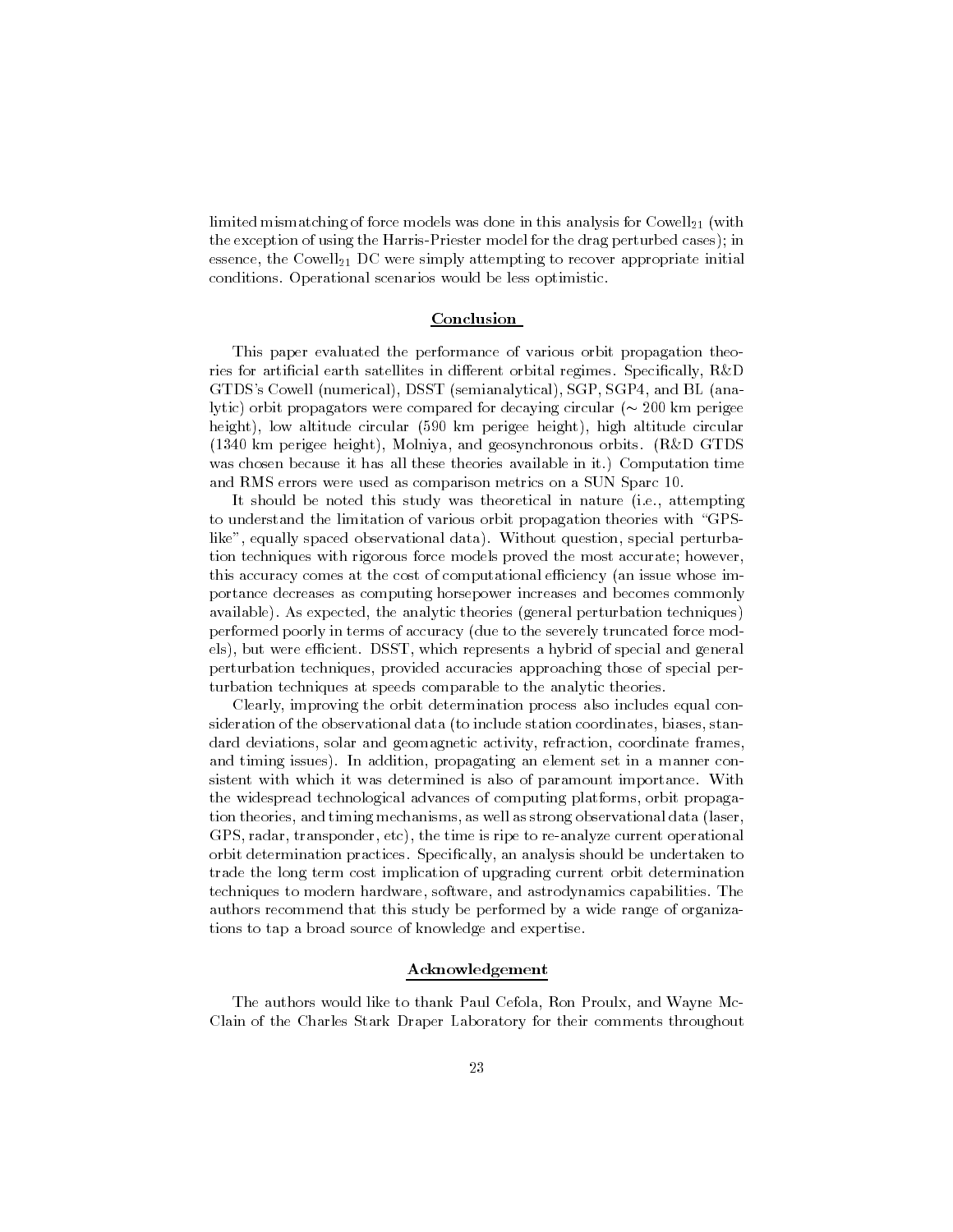limited mismatching of force models was done in this analysis for $\text{Cowell}_{21}$ (with the exception of using the Harris-Priester model for the drag perturbed cases); in essence, the $\text{Cowell}_{21}$ DC were simply attempting to recover appropriate initial conditions. Operational scenarios would be less optimistic.

## Conclusion

This paper evaluated the performance of various orbit propagation theories for artificial earth satellites in different orbital regimes. Specifically, R&D GTDS's Cowell (numerical), DSST (semianalytical), SGP, SGP4, and BL (analytic) orbit propagators were compared for decaying circular ($\sim$ 200 km perigee height), low altitude circular (590 km perigee height), high altitude circular (1340 km perigee height), Molniya, and geosynchronous orbits. (R&D GTDS was chosen because it has all these theories available in it.) Computation time and RMS errors were used as comparison metrics on a SUN Sparc 10.

It should be noted this study was theoretical in nature (i.e., attempting to understand the limitation of various orbit propagation theories with "GPS-like", equally spaced observational data). Without question, special perturbation techniques with rigorous force models proved the most accurate; however, this accuracy comes at the cost of computational efficiency (an issue whose importance decreases as computing horsepower increases and becomes commonly available). As expected, the analytic theories (general perturbation techniques) performed poorly in terms of accuracy (due to the severely truncated force models), but were efficient. DSST, which represents a hybrid of special and general perturbation techniques, provided accuracies approaching those of special perturbation techniques at speeds comparable to the analytic theories.

Clearly, improving the orbit determination process also includes equal consideration of the observational data (to include station coordinates, biases, standard deviations, solar and geomagnetic activity, refraction, coordinate frames, and timing issues). In addition, propagating an element set in a manner consistent with which it was determined is also of paramount importance. With the widespread technological advances of computing platforms, orbit propagation theories, and timing mechanisms, as well as strong observational data (laser, GPS, radar, transponder, etc), the time is ripe to re-analyze current operational orbit determination practices. Specifically, an analysis should be undertaken to trade the long term cost implication of upgrading current orbit determination techniques to modern hardware, software, and astrodynamics capabilities. The authors recommend that this study be performed by a wide range of organizations to tap a broad source of knowledge and expertise.

## Acknowledgement

The authors would like to thank Paul Cefola, Ron Proulx, and Wayne McClain of the Charles Stark Draper Laboratory for their comments throughout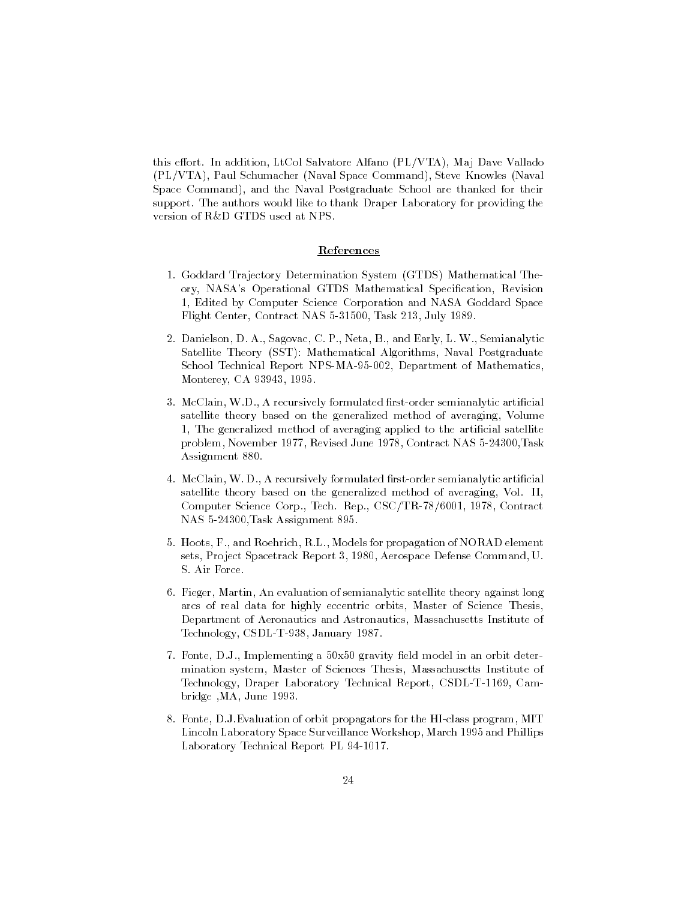this effort. In addition, LtCol Salvatore Alfano (PL/VTA), Maj Dave Vallado (PL/VTA), Paul Schumacher (Naval Space Command), Steve Knowles (Naval Space Command), and the Naval Postgraduate School are thanked for their support. The authors would like to thank Draper Laboratory for providing the version of R&D GTDS used at NPS.

## References

1. Goddard Trajectory Determination System (GTDS) Mathematical Theory, NASA's Operational GTDS Mathematical Specification, Revision 1, Edited by Computer Science Corporation and NASA Goddard Space Flight Center, Contract NAS 5-31500, Task 213, July 1989.

2. Danielson, D. A., Sagovac, C. P., Neta, B., and Early, L. W., Semianalytic Satellite Theory (SST): Mathematical Algorithms, Naval Postgraduate School Technical Report NPS-MA-95-002, Department of Mathematics, Monterey, CA 93943, 1995.

3. McClain, W.D., A recursively formulated first-order semianalytic artificial satellite theory based on the generalized method of averaging, Volume 1, The generalized method of averaging applied to the artificial satellite problem, November 1977, Revised June 1978, Contract NAS 5-24300,Task Assignment 880.

4. McClain, W. D., A recursively formulated first-order semianalytic artificial satellite theory based on the generalized method of averaging, Vol. II, Computer Science Corp., Tech. Rep., CSC/TR-78/6001, 1978, Contract NAS 5-24300,Task Assignment 895.

5. Hoots, F., and Roehrich, R.L., Models for propagation of NORAD element sets, Project Spacetrack Report 3, 1980, Aerospace Defense Command, U. S. Air Force.

6. Fieger, Martin, An evaluation of semianalytic satellite theory against long arcs of real data for highly eccentric orbits, Master of Science Thesis, Department of Aeronautics and Astronautics, Massachusetts Institute of Technology, CSDL-T-938, January 1987.

7. Fonte, D.J., Implementing a 50x50 gravity field model in an orbit determination system, Master of Sciences Thesis, Massachusetts Institute of Technology, Draper Laboratory Technical Report, CSDL-T-1169, Cambridge ,MA, June 1993.

8. Fonte, D.J.Evaluation of orbit propagators for the HI-class program, MIT Lincoln Laboratory Space Surveillance Workshop, March 1995 and Phillips Laboratory Technical Report PL 94-1017.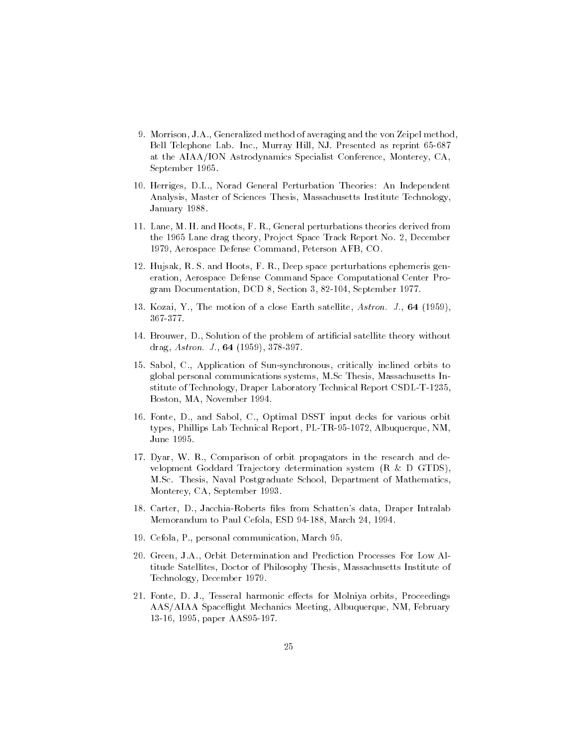9. Morrison, J.A., Generalized method of averaging and the von Zeipel method, Bell Telephone Lab. Inc., Murray Hill, NJ. Presented as reprint 65-687 at the AIAA/ION Astrodynamics Specialist Conference, Monterey, CA, September 1965.

10. Herriges, D.L., Norad General Perturbation Theories: An Independent Analysis, Master of Sciences Thesis, Massachusetts Institute Technology, January 1988.

11. Lane, M. H. and Hoots, F. R., General perturbations theories derived from the 1965 Lane drag theory, Project Space Track Report No. 2, December 1979, Aerospace Defense Command, Peterson AFB, CO.

12. Hujsak, R. S. and Hoots, F. R., Deep space perturbations ephemeris generation, Aerospace Defense Command Space Computational Center Program Documentation, DCD 8, Section 3, 82-104, September 1977.

13. Kozai, Y., The motion of a close Earth satellite, *Astron. J.*, **64** (1959), 367-377.

14. Brouwer, D., Solution of the problem of artificial satellite theory without drag, *Astron. J.*, **64** (1959), 378-397.

15. Sabol, C., Application of Sun-synchronous, critically inclined orbits to global personal communications systems, M.Sc Thesis, Massachusetts Institute of Technology, Draper Laboratory Technical Report CSDL-T-1235, Boston, MA, November 1994.

16. Fonte, D., and Sabol, C., Optimal DSST input decks for various orbit types, Phillips Lab Technical Report, PL-TR-95-1072, Albuquerque, NM, June 1995.

17. Dyar, W. R., Comparison of orbit propagators in the research and development Goddard Trajectory determination system (R & D GTDS), M.Sc. Thesis, Naval Postgraduate School, Department of Mathematics, Monterey, CA, September 1993.

18. Carter, D., Jacchia-Roberts files from Schatten's data, Draper Intralab Memorandum to Paul Cefola, ESD 94-188, March 24, 1994.

19. Cefola, P., personal communication, March 95.

20. Green, J.A., Orbit Determination and Prediction Processes For Low Altitude Satellites, Doctor of Philosophy Thesis, Massachusetts Institute of Technology, December 1979.

21. Fonte, D. J., Tesseral harmonic effects for Molniya orbits, Proceedings AAS/AIAA Spaceflight Mechanics Meeting, Albuquerque, NM, February 13-16, 1995, paper AAS95-197.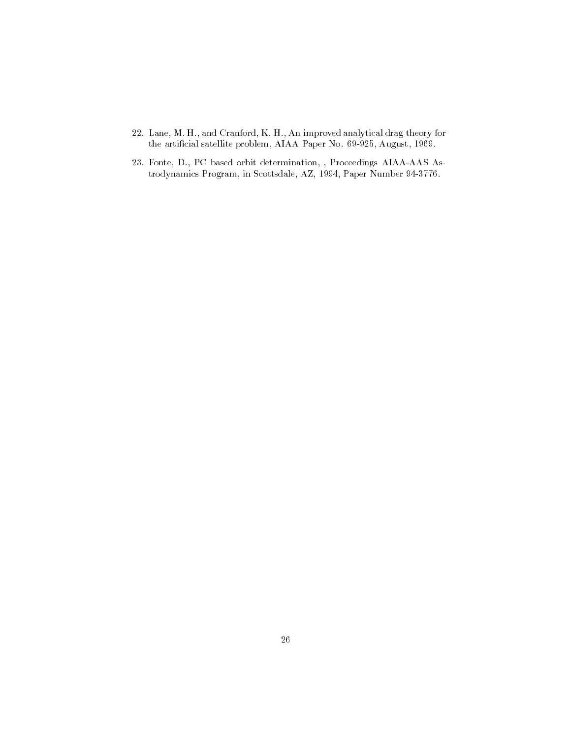22. Lane, M. H., and Cranford, K. H., An improved analytical drag theory for the artificial satellite problem, AIAA Paper No. 69-925, August, 1969.

23. Fonte, D., PC based orbit determination, , Proceedings AIAA-AAS Astrodynamics Program, in Scottsdale, AZ, 1994, Paper Number 94-3776.